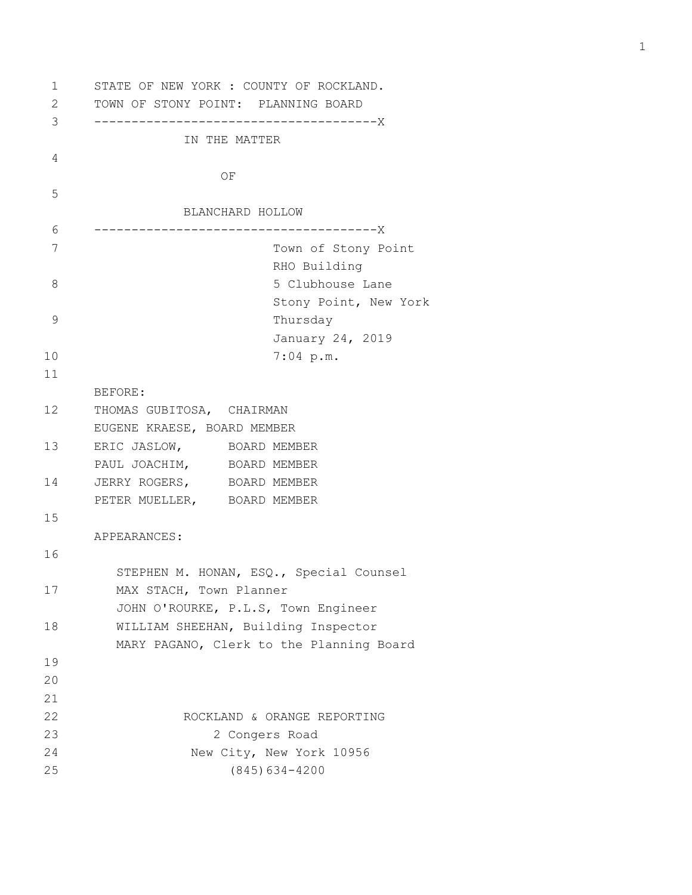STATE OF NEW YORK : COUNTY OF ROCKLAND.
TOWN OF STONY POINT: PLANNING BOARD

--------------------------------------X

IN THE MATTER

OF

BLANCHARD HOLLOW

--------------------------------------X

Town of Stony Point
RHO Building
5 Clubhouse Lane
Stony Point, New York
Thursday
January 24, 2019
7:04 p.m.

BEFORE:

THOMAS GUBITOSA, CHAIRMAN
EUGENE KRAESE, BOARD MEMBER
ERIC JASLOW, BOARD MEMBER
PAUL JOACHIM, BOARD MEMBER
JERRY ROGERS, BOARD MEMBER
PETER MUELLER, BOARD MEMBER

APPEARANCES:

STEPHEN M. HONAN, ESQ., Special Counsel
MAX STACH, Town Planner
JOHN O'ROURKE, P.L.S, Town Engineer
WILLIAM SHEEHAN, Building Inspector
MARY PAGANO, Clerk to the Planning Board

ROCKLAND & ORANGE REPORTING
2 Congers Road
New City, New York 10956
(845)634-4200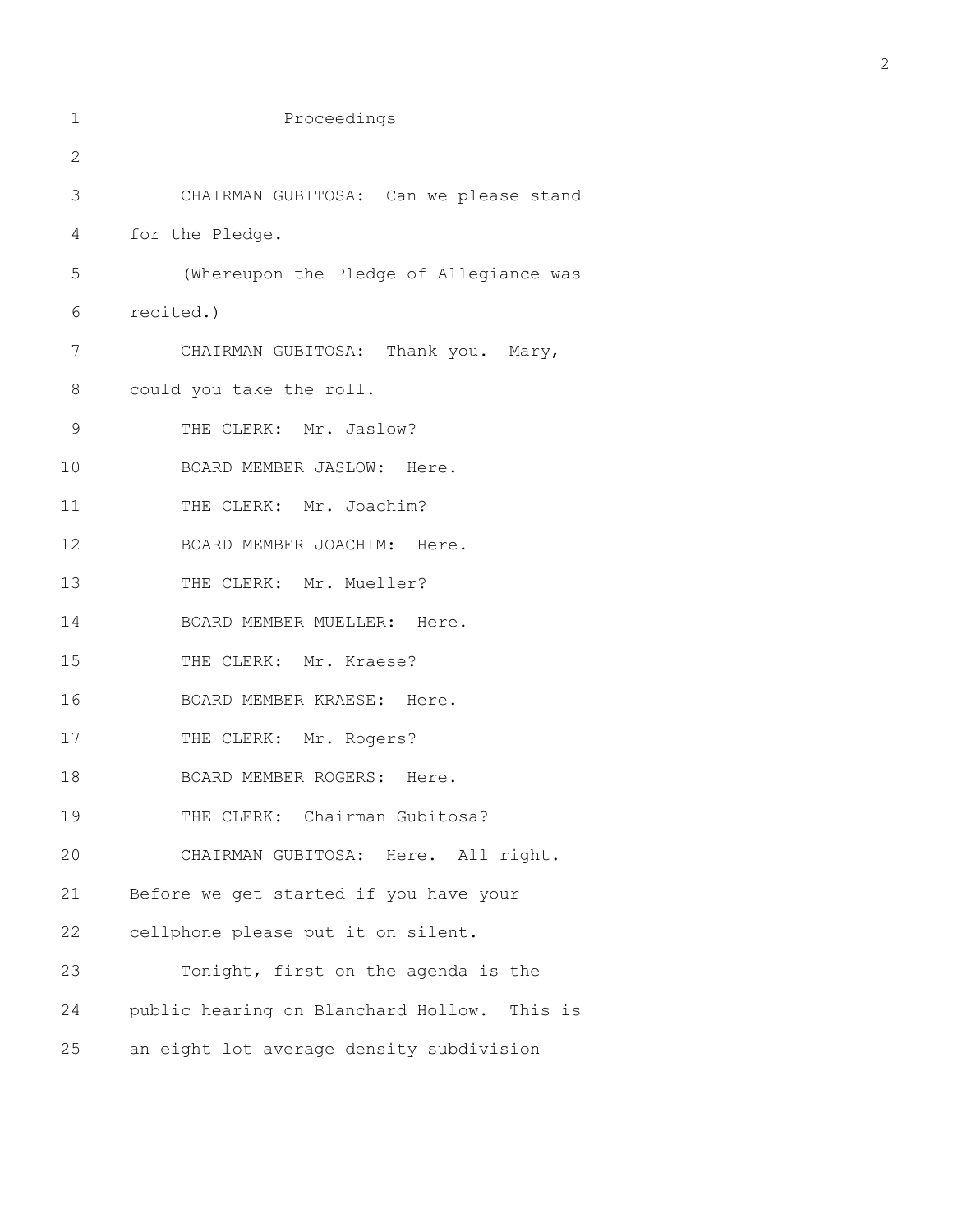Proceedings

CHAIRMAN GUBITOSA: Can we please stand for the Pledge.

(Whereupon the Pledge of Allegiance was recited.)

CHAIRMAN GUBITOSA: Thank you. Mary, could you take the roll.

THE CLERK: Mr. Jaslow?

BOARD MEMBER JASLOW: Here.

THE CLERK: Mr. Joachim?

BOARD MEMBER JOACHIM: Here.

THE CLERK: Mr. Mueller?

BOARD MEMBER MUELLER: Here.

THE CLERK: Mr. Kraese?

BOARD MEMBER KRAESE: Here.

THE CLERK: Mr. Rogers?

BOARD MEMBER ROGERS: Here.

THE CLERK: Chairman Gubitosa?

CHAIRMAN GUBITOSA: Here. All right. Before we get started if you have your cellphone please put it on silent.

Tonight, first on the agenda is the public hearing on Blanchard Hollow. This is an eight lot average density subdivision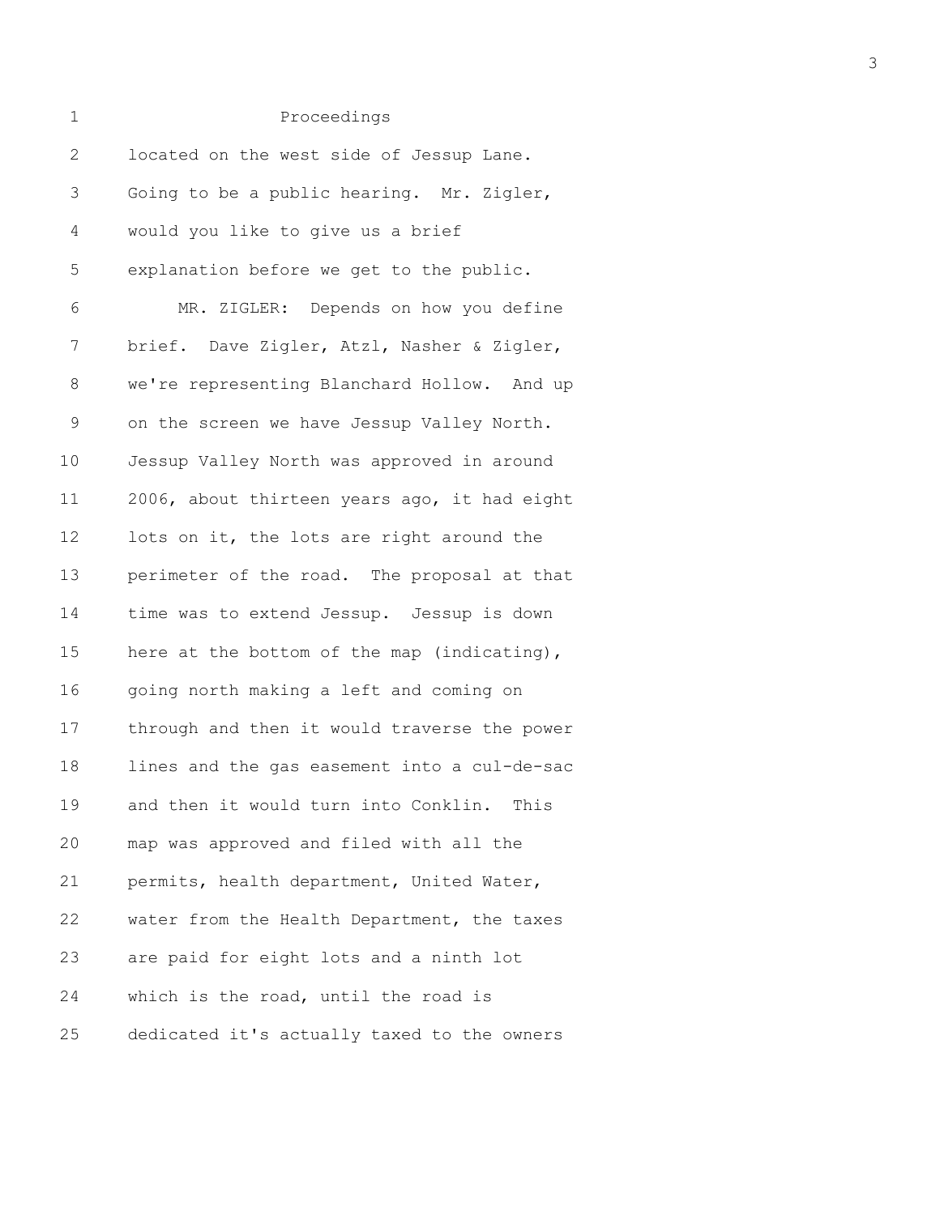Proceedings

located on the west side of Jessup Lane. Going to be a public hearing. Mr. Zigler, would you like to give us a brief explanation before we get to the public.

MR. ZIGLER: Depends on how you define brief. Dave Zigler, Atzl, Nasher & Zigler, we're representing Blanchard Hollow. And up on the screen we have Jessup Valley North. Jessup Valley North was approved in around 2006, about thirteen years ago, it had eight lots on it, the lots are right around the perimeter of the road. The proposal at that time was to extend Jessup. Jessup is down here at the bottom of the map (indicating), going north making a left and coming on through and then it would traverse the power lines and the gas easement into a cul-de-sac and then it would turn into Conklin. This map was approved and filed with all the permits, health department, United Water, water from the Health Department, the taxes are paid for eight lots and a ninth lot which is the road, until the road is dedicated it's actually taxed to the owners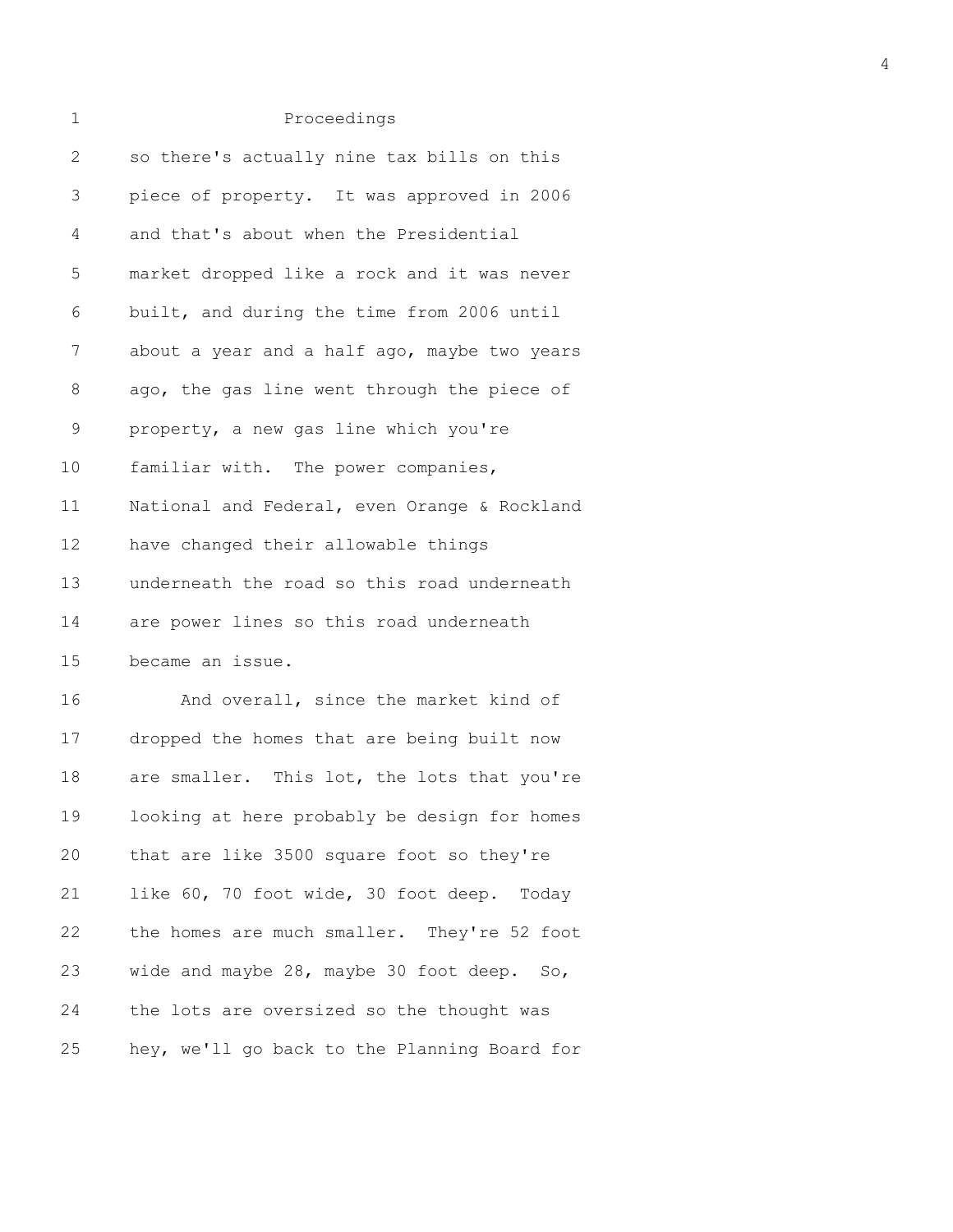Proceedings

so there's actually nine tax bills on this piece of property. It was approved in 2006 and that's about when the Presidential market dropped like a rock and it was never built, and during the time from 2006 until about a year and a half ago, maybe two years ago, the gas line went through the piece of property, a new gas line which you're familiar with. The power companies, National and Federal, even Orange & Rockland have changed their allowable things underneath the road so this road underneath are power lines so this road underneath became an issue.

And overall, since the market kind of dropped the homes that are being built now are smaller. This lot, the lots that you're looking at here probably be design for homes that are like 3500 square foot so they're like 60, 70 foot wide, 30 foot deep. Today the homes are much smaller. They're 52 foot wide and maybe 28, maybe 30 foot deep. So, the lots are oversized so the thought was hey, we'll go back to the Planning Board for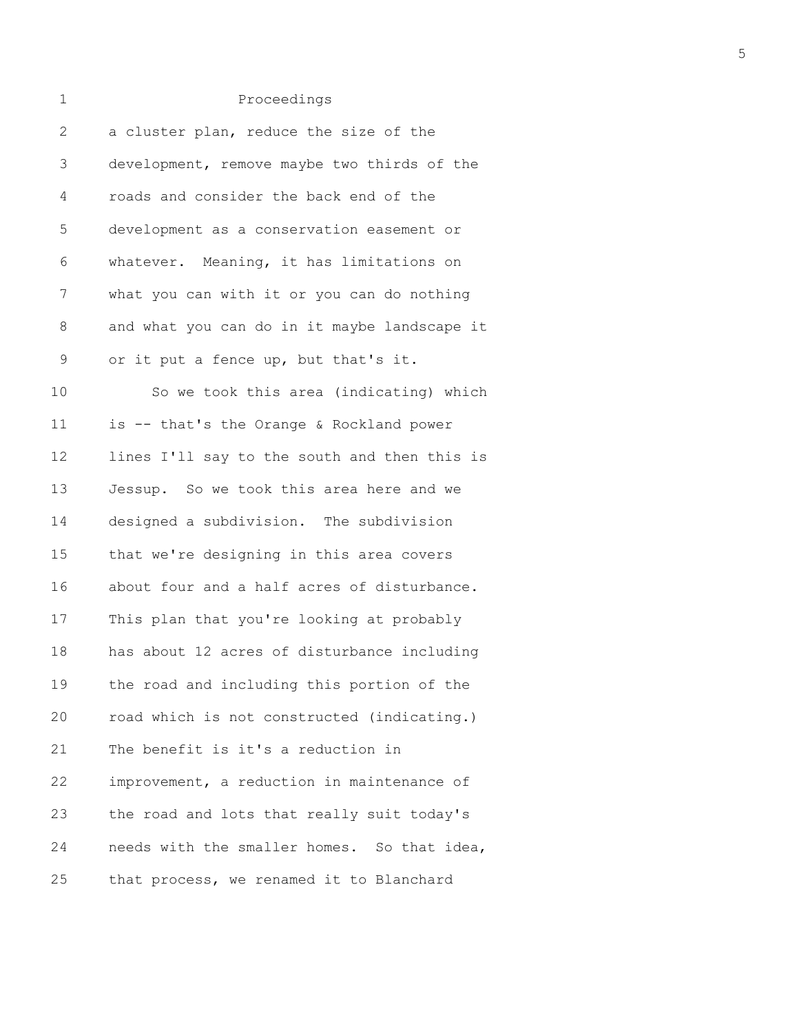Proceedings

a cluster plan, reduce the size of the development, remove maybe two thirds of the roads and consider the back end of the development as a conservation easement or whatever. Meaning, it has limitations on what you can with it or you can do nothing and what you can do in it maybe landscape it or it put a fence up, but that's it.

So we took this area (indicating) which is -- that's the Orange & Rockland power lines I'll say to the south and then this is Jessup. So we took this area here and we designed a subdivision. The subdivision that we're designing in this area covers about four and a half acres of disturbance. This plan that you're looking at probably has about 12 acres of disturbance including the road and including this portion of the road which is not constructed (indicating.) The benefit is it's a reduction in improvement, a reduction in maintenance of the road and lots that really suit today's needs with the smaller homes. So that idea, that process, we renamed it to Blanchard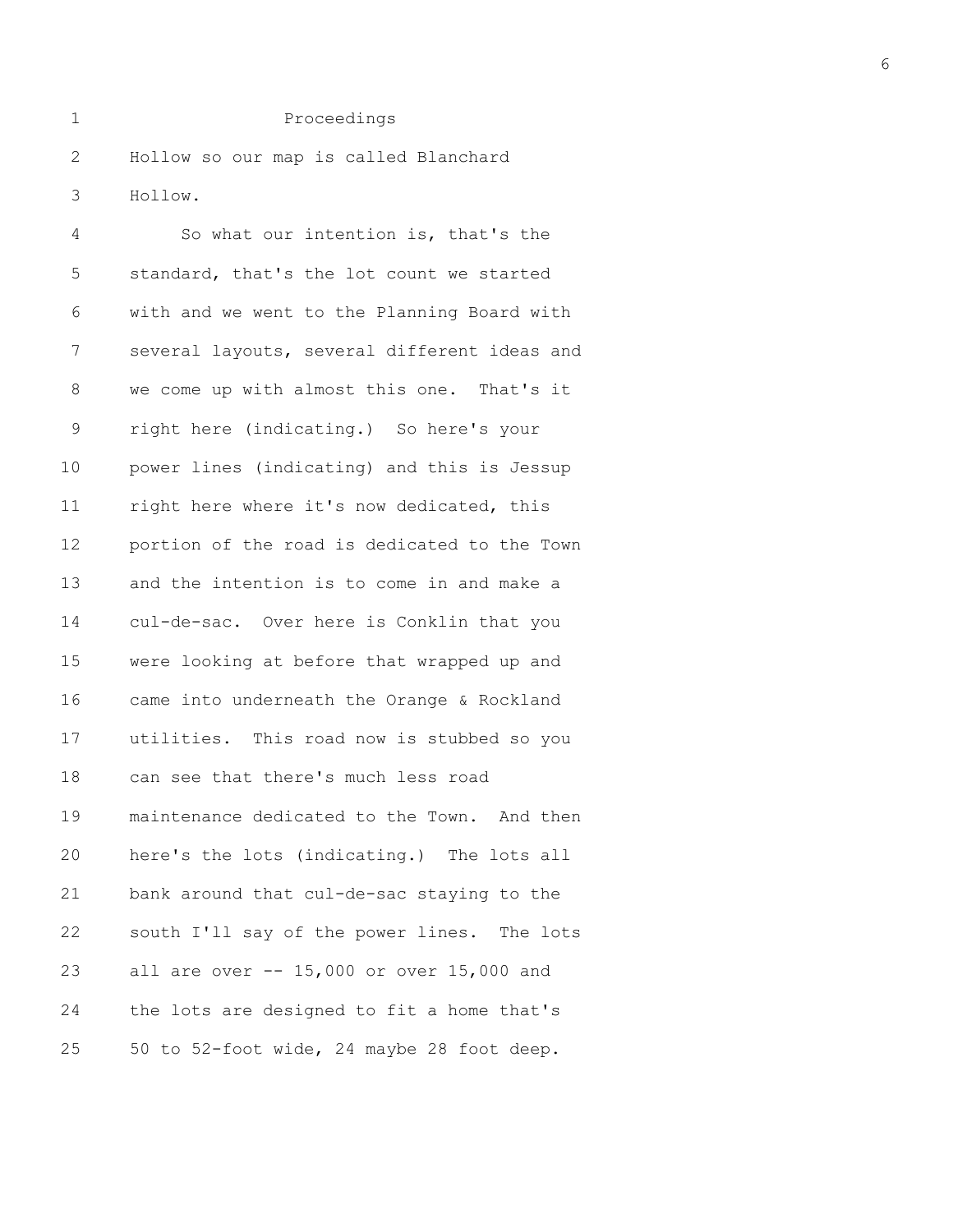Proceedings

Hollow so our map is called Blanchard Hollow.

So what our intention is, that's the standard, that's the lot count we started with and we went to the Planning Board with several layouts, several different ideas and we come up with almost this one. That's it right here (indicating.) So here's your power lines (indicating) and this is Jessup right here where it's now dedicated, this portion of the road is dedicated to the Town and the intention is to come in and make a cul-de-sac. Over here is Conklin that you were looking at before that wrapped up and came into underneath the Orange & Rockland utilities. This road now is stubbed so you can see that there's much less road maintenance dedicated to the Town. And then here's the lots (indicating.) The lots all bank around that cul-de-sac staying to the south I'll say of the power lines. The lots all are over -- 15,000 or over 15,000 and the lots are designed to fit a home that's 50 to 52-foot wide, 24 maybe 28 foot deep.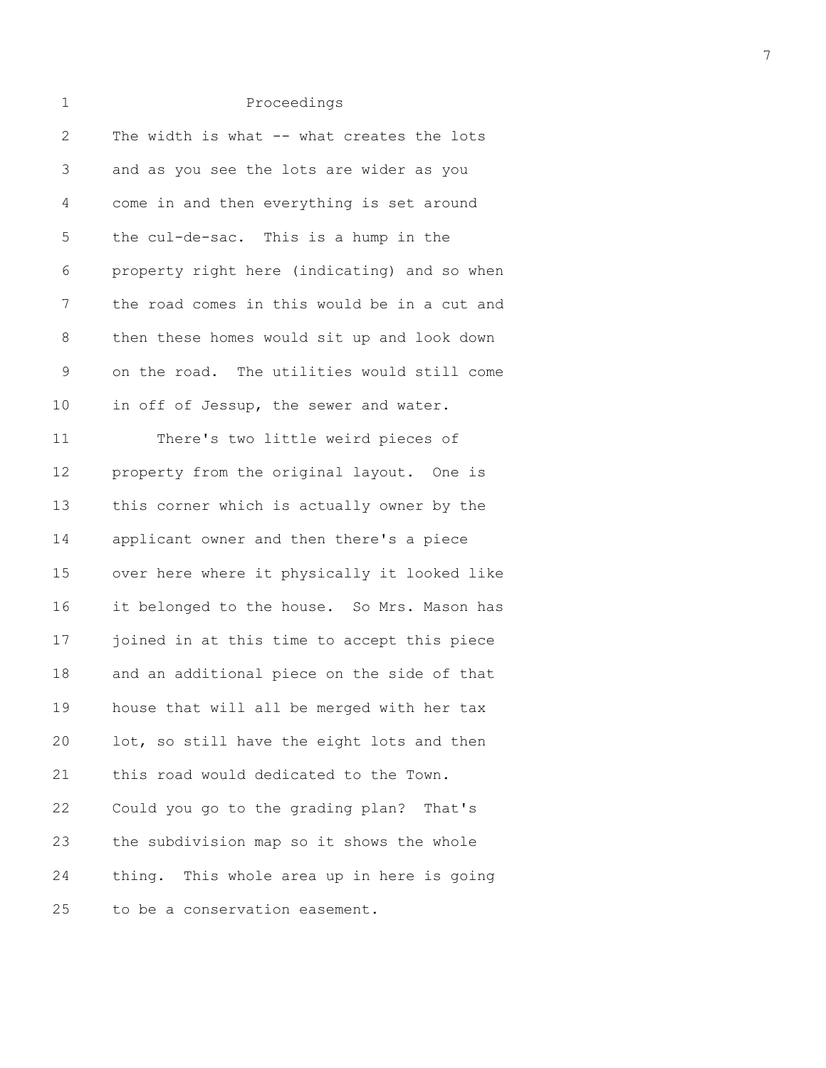Proceedings

The width is what -- what creates the lots and as you see the lots are wider as you come in and then everything is set around the cul-de-sac. This is a hump in the property right here (indicating) and so when the road comes in this would be in a cut and then these homes would sit up and look down on the road. The utilities would still come in off of Jessup, the sewer and water.

There's two little weird pieces of property from the original layout. One is this corner which is actually owner by the applicant owner and then there's a piece over here where it physically it looked like it belonged to the house. So Mrs. Mason has joined in at this time to accept this piece and an additional piece on the side of that house that will all be merged with her tax lot, so still have the eight lots and then this road would dedicated to the Town. Could you go to the grading plan? That's the subdivision map so it shows the whole thing. This whole area up in here is going to be a conservation easement.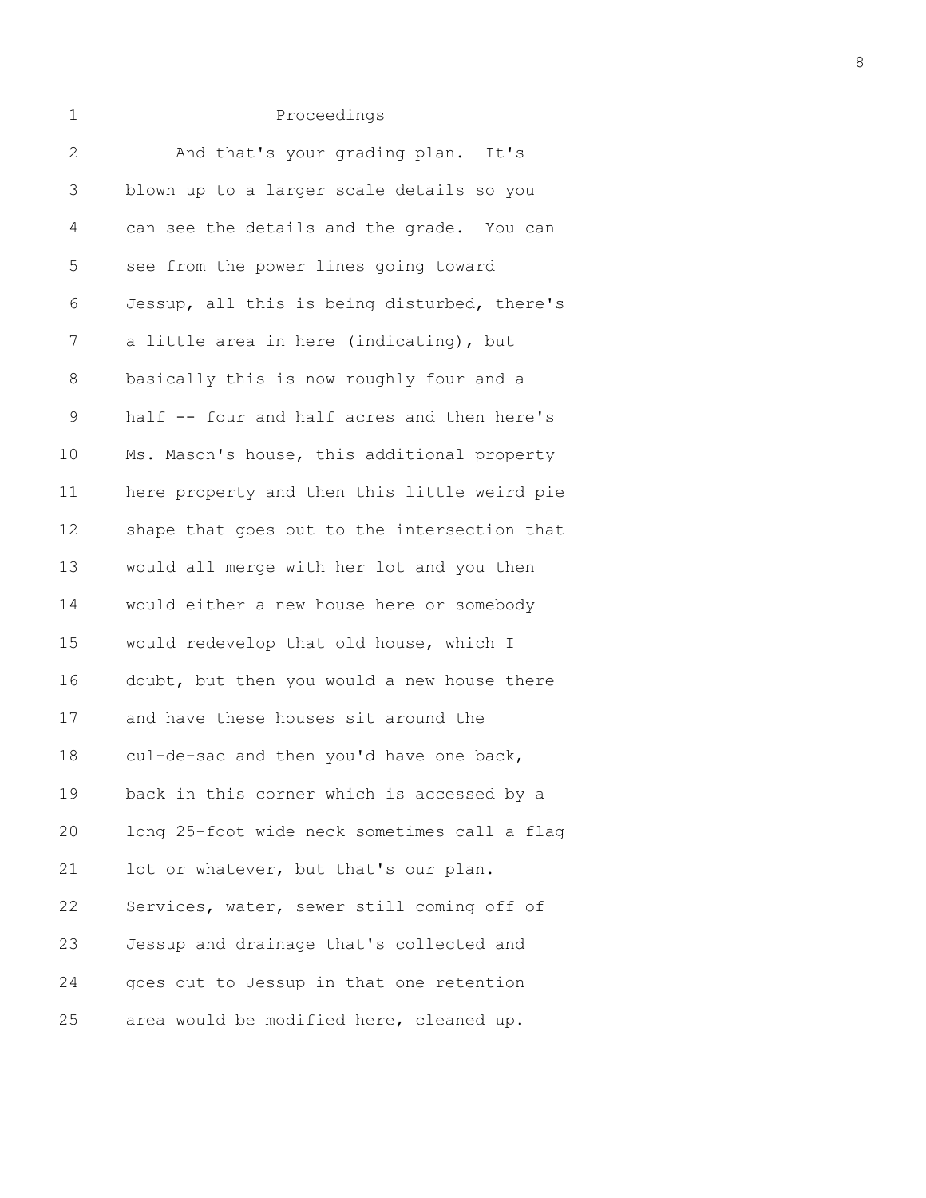Proceedings

And that's your grading plan. It's blown up to a larger scale details so you can see the details and the grade. You can see from the power lines going toward Jessup, all this is being disturbed, there's a little area in here (indicating), but basically this is now roughly four and a half -- four and half acres and then here's Ms. Mason's house, this additional property here property and then this little weird pie shape that goes out to the intersection that would all merge with her lot and you then would either a new house here or somebody would redevelop that old house, which I doubt, but then you would a new house there and have these houses sit around the cul-de-sac and then you'd have one back, back in this corner which is accessed by a long 25-foot wide neck sometimes call a flag lot or whatever, but that's our plan. Services, water, sewer still coming off of Jessup and drainage that's collected and goes out to Jessup in that one retention area would be modified here, cleaned up.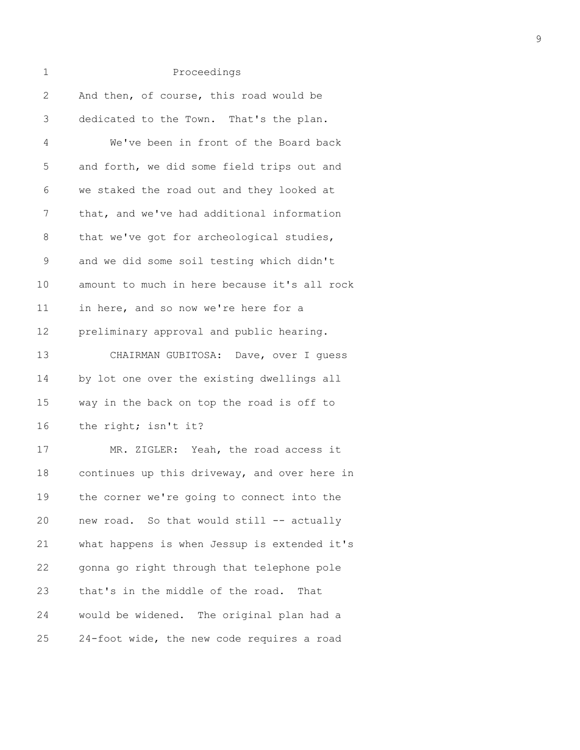Proceedings

And then, of course, this road would be dedicated to the Town. That's the plan.

We've been in front of the Board back and forth, we did some field trips out and we staked the road out and they looked at that, and we've had additional information that we've got for archeological studies, and we did some soil testing which didn't amount to much in here because it's all rock in here, and so now we're here for a preliminary approval and public hearing.

CHAIRMAN GUBITOSA: Dave, over I guess by lot one over the existing dwellings all way in the back on top the road is off to the right; isn't it?

MR. ZIGLER: Yeah, the road access it continues up this driveway, and over here in the corner we're going to connect into the new road. So that would still -- actually what happens is when Jessup is extended it's gonna go right through that telephone pole that's in the middle of the road. That would be widened. The original plan had a 24-foot wide, the new code requires a road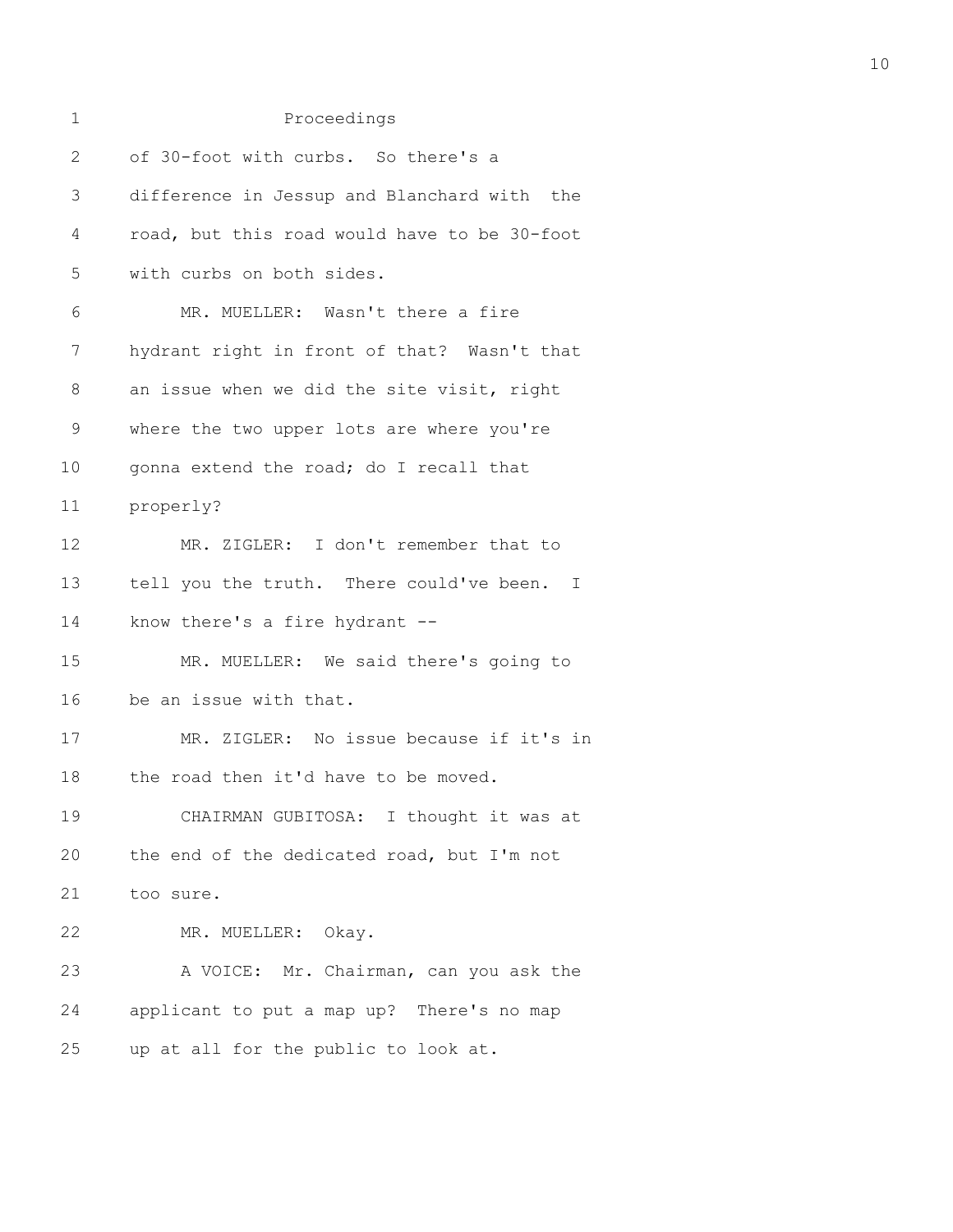Proceedings

of 30-foot with curbs. So there's a difference in Jessup and Blanchard with the road, but this road would have to be 30-foot with curbs on both sides.

MR. MUELLER: Wasn't there a fire hydrant right in front of that? Wasn't that an issue when we did the site visit, right where the two upper lots are where you're gonna extend the road; do I recall that properly?

MR. ZIGLER: I don't remember that to tell you the truth. There could've been. I know there's a fire hydrant --

MR. MUELLER: We said there's going to be an issue with that.

MR. ZIGLER: No issue because if it's in the road then it'd have to be moved.

CHAIRMAN GUBITOSA: I thought it was at the end of the dedicated road, but I'm not too sure.

MR. MUELLER: Okay.

A VOICE: Mr. Chairman, can you ask the applicant to put a map up? There's no map up at all for the public to look at.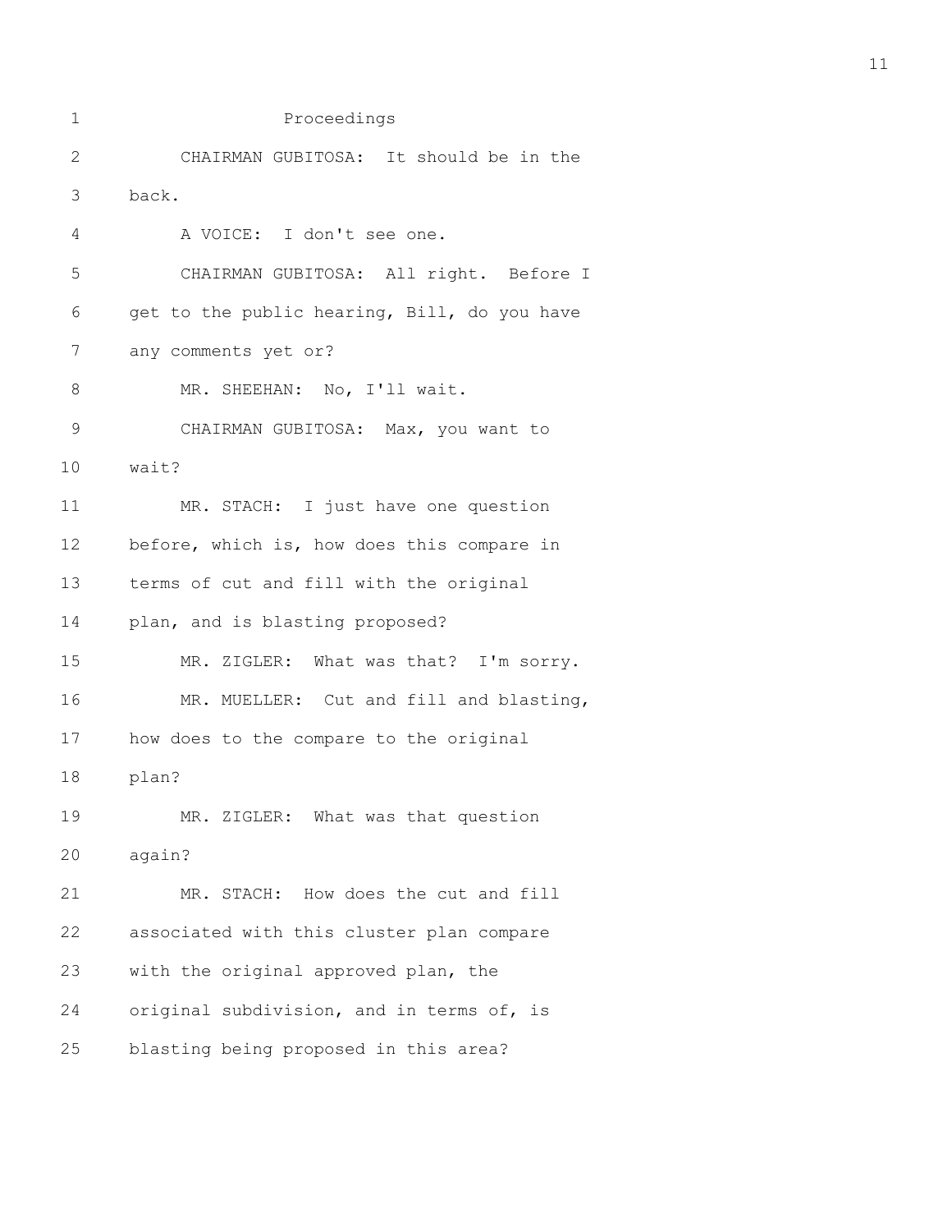Proceedings

CHAIRMAN GUBITOSA: It should be in the back.

A VOICE: I don't see one.

CHAIRMAN GUBITOSA: All right. Before I get to the public hearing, Bill, do you have any comments yet or?

MR. SHEEHAN: No, I'll wait.

CHAIRMAN GUBITOSA: Max, you want to wait?

MR. STACH: I just have one question before, which is, how does this compare in terms of cut and fill with the original plan, and is blasting proposed?

MR. ZIGLER: What was that? I'm sorry.

MR. MUELLER: Cut and fill and blasting, how does to the compare to the original plan?

MR. ZIGLER: What was that question again?

MR. STACH: How does the cut and fill associated with this cluster plan compare with the original approved plan, the original subdivision, and in terms of, is blasting being proposed in this area?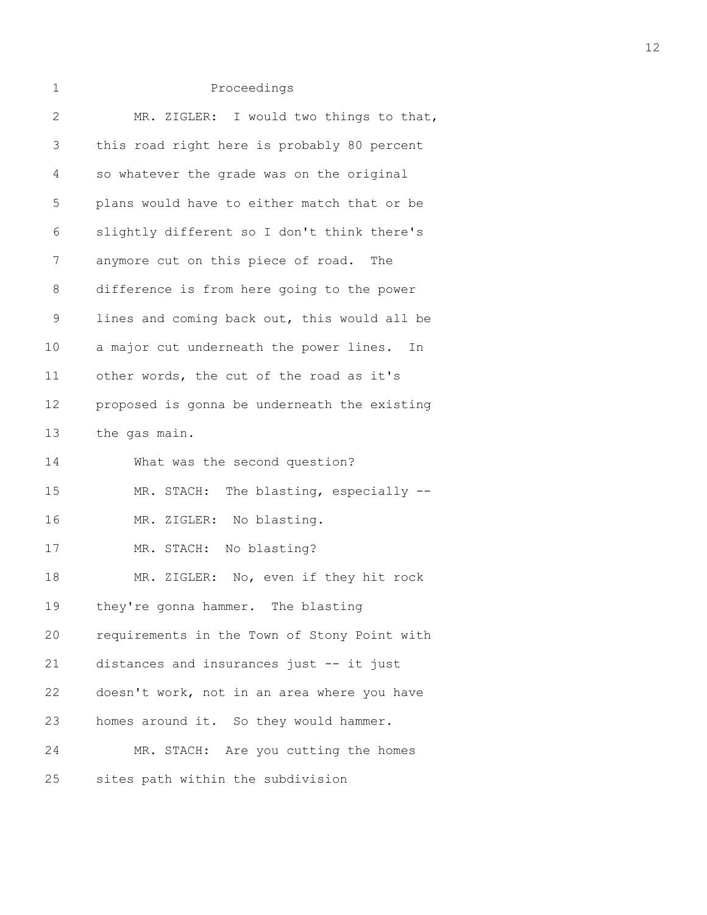Proceedings

MR. ZIGLER: I would two things to that, this road right here is probably 80 percent so whatever the grade was on the original plans would have to either match that or be slightly different so I don't think there's anymore cut on this piece of road. The difference is from here going to the power lines and coming back out, this would all be a major cut underneath the power lines. In other words, the cut of the road as it's proposed is gonna be underneath the existing the gas main.

What was the second question?

MR. STACH: The blasting, especially --

MR. ZIGLER: No blasting.

MR. STACH: No blasting?

MR. ZIGLER: No, even if they hit rock they're gonna hammer. The blasting requirements in the Town of Stony Point with distances and insurances just -- it just doesn't work, not in an area where you have homes around it. So they would hammer.

MR. STACH: Are you cutting the homes sites path within the subdivision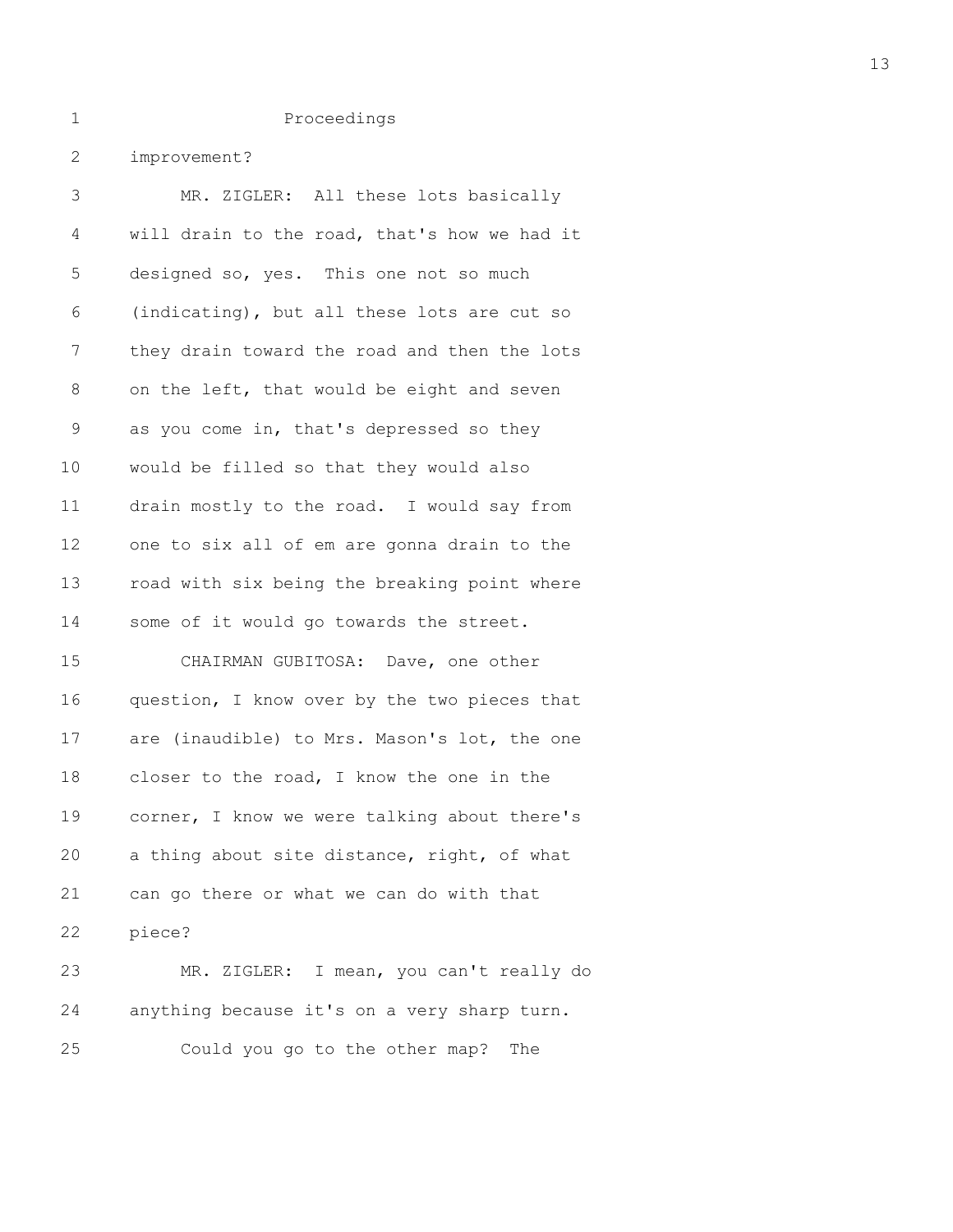Proceedings

improvement?

MR. ZIGLER: All these lots basically will drain to the road, that's how we had it designed so, yes. This one not so much (indicating), but all these lots are cut so they drain toward the road and then the lots on the left, that would be eight and seven as you come in, that's depressed so they would be filled so that they would also drain mostly to the road. I would say from one to six all of em are gonna drain to the road with six being the breaking point where some of it would go towards the street.

CHAIRMAN GUBITOSA: Dave, one other question, I know over by the two pieces that are (inaudible) to Mrs. Mason's lot, the one closer to the road, I know the one in the corner, I know we were talking about there's a thing about site distance, right, of what can go there or what we can do with that piece?

MR. ZIGLER: I mean, you can't really do anything because it's on a very sharp turn.

Could you go to the other map? The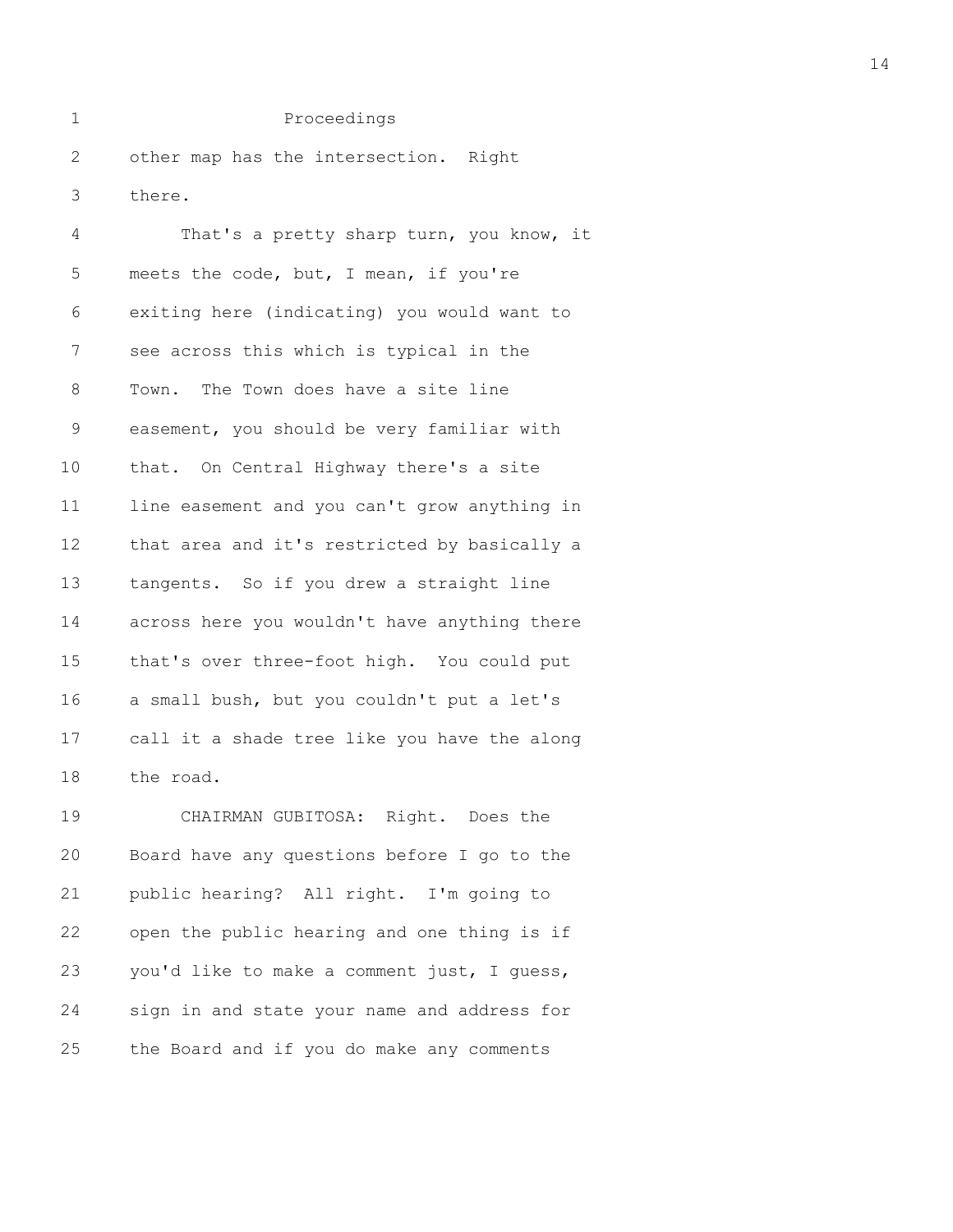Proceedings

other map has the intersection. Right there.

That's a pretty sharp turn, you know, it meets the code, but, I mean, if you're exiting here (indicating) you would want to see across this which is typical in the Town. The Town does have a site line easement, you should be very familiar with that. On Central Highway there's a site line easement and you can't grow anything in that area and it's restricted by basically a tangents. So if you drew a straight line across here you wouldn't have anything there that's over three-foot high. You could put a small bush, but you couldn't put a let's call it a shade tree like you have the along the road.

CHAIRMAN GUBITOSA: Right. Does the Board have any questions before I go to the public hearing? All right. I'm going to open the public hearing and one thing is if you'd like to make a comment just, I guess, sign in and state your name and address for the Board and if you do make any comments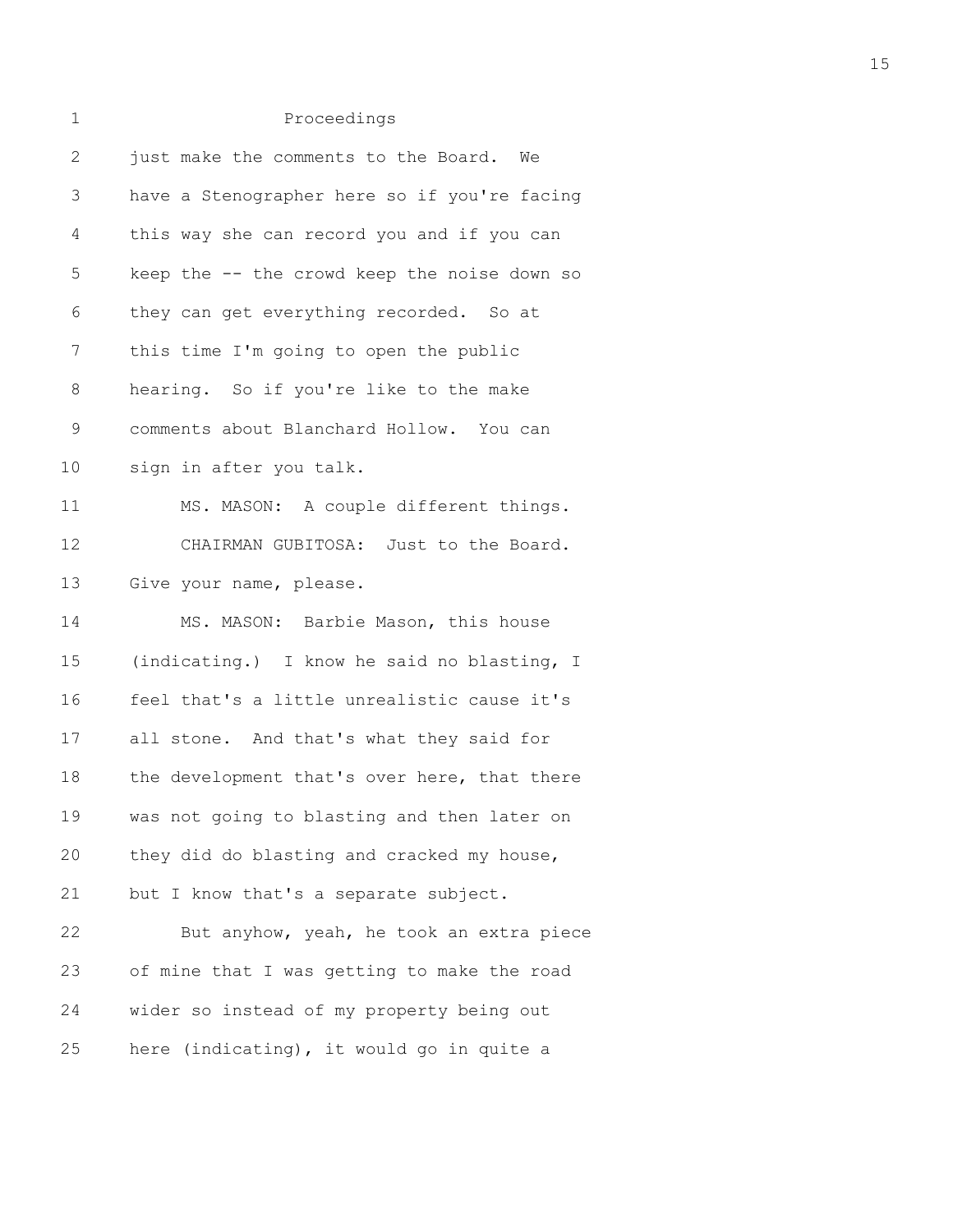Proceedings

just make the comments to the Board. We have a Stenographer here so if you're facing this way she can record you and if you can keep the -- the crowd keep the noise down so they can get everything recorded. So at this time I'm going to open the public hearing. So if you're like to the make comments about Blanchard Hollow. You can sign in after you talk.

MS. MASON: A couple different things.

CHAIRMAN GUBITOSA: Just to the Board. Give your name, please.

MS. MASON: Barbie Mason, this house (indicating.) I know he said no blasting, I feel that's a little unrealistic cause it's all stone. And that's what they said for the development that's over here, that there was not going to blasting and then later on they did do blasting and cracked my house, but I know that's a separate subject.

But anyhow, yeah, he took an extra piece of mine that I was getting to make the road wider so instead of my property being out here (indicating), it would go in quite a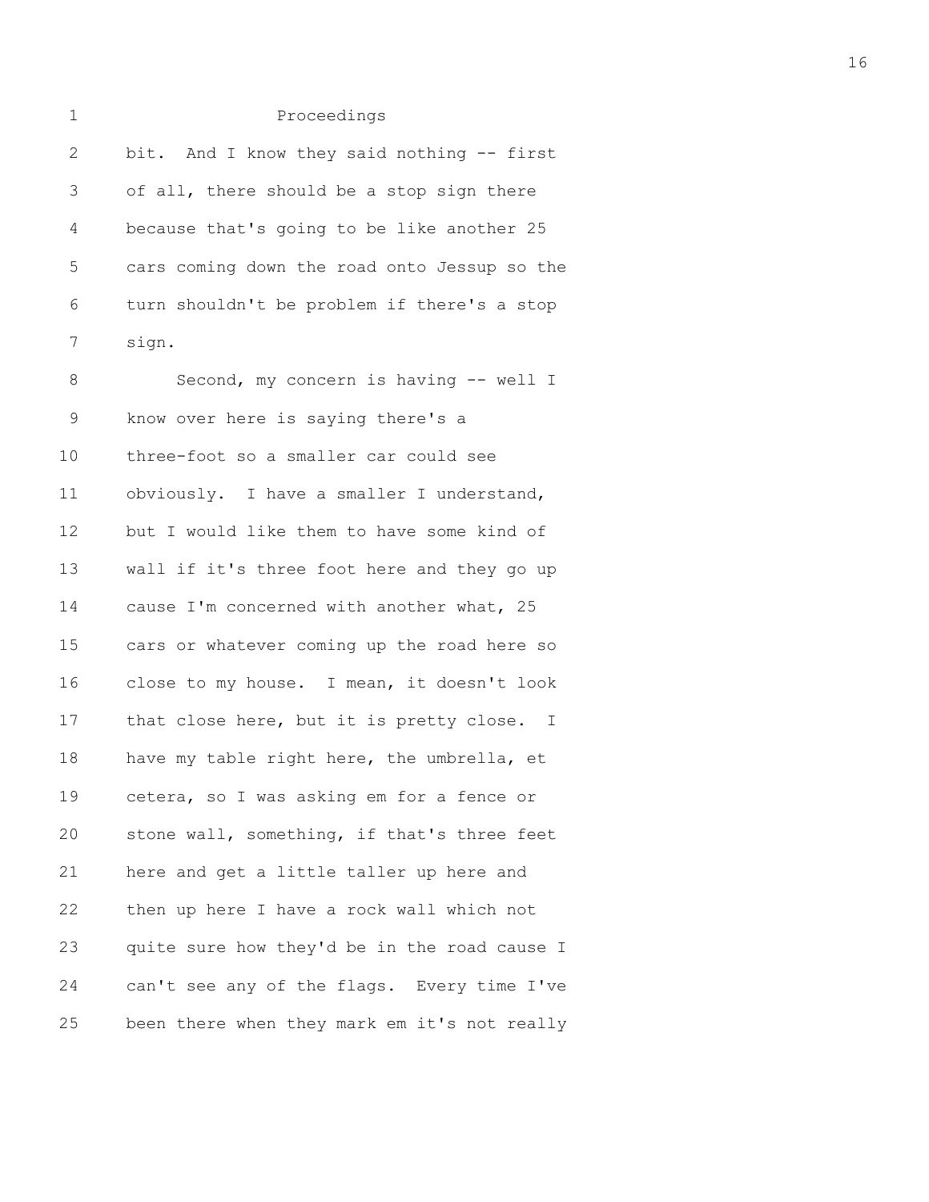Proceedings

bit. And I know they said nothing -- first of all, there should be a stop sign there because that's going to be like another 25 cars coming down the road onto Jessup so the turn shouldn't be problem if there's a stop sign.

Second, my concern is having -- well I know over here is saying there's a three-foot so a smaller car could see obviously. I have a smaller I understand, but I would like them to have some kind of wall if it's three foot here and they go up cause I'm concerned with another what, 25 cars or whatever coming up the road here so close to my house. I mean, it doesn't look that close here, but it is pretty close. I have my table right here, the umbrella, et cetera, so I was asking em for a fence or stone wall, something, if that's three feet here and get a little taller up here and then up here I have a rock wall which not quite sure how they'd be in the road cause I can't see any of the flags. Every time I've been there when they mark em it's not really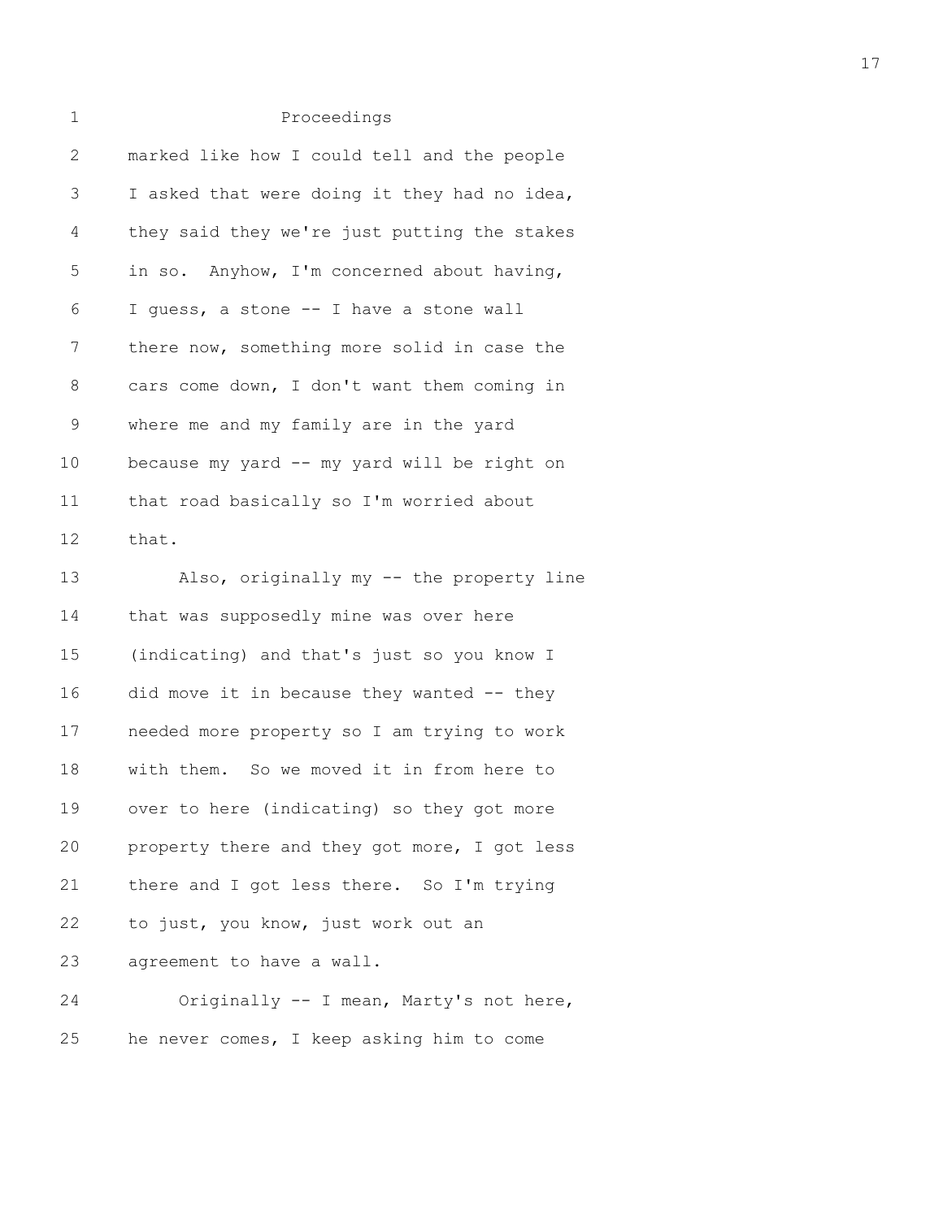Proceedings

marked like how I could tell and the people I asked that were doing it they had no idea, they said they we're just putting the stakes in so. Anyhow, I'm concerned about having, I guess, a stone -- I have a stone wall there now, something more solid in case the cars come down, I don't want them coming in where me and my family are in the yard because my yard -- my yard will be right on that road basically so I'm worried about that.

Also, originally my -- the property line that was supposedly mine was over here (indicating) and that's just so you know I did move it in because they wanted -- they needed more property so I am trying to work with them. So we moved it in from here to over to here (indicating) so they got more property there and they got more, I got less there and I got less there. So I'm trying to just, you know, just work out an agreement to have a wall.

Originally -- I mean, Marty's not here, he never comes, I keep asking him to come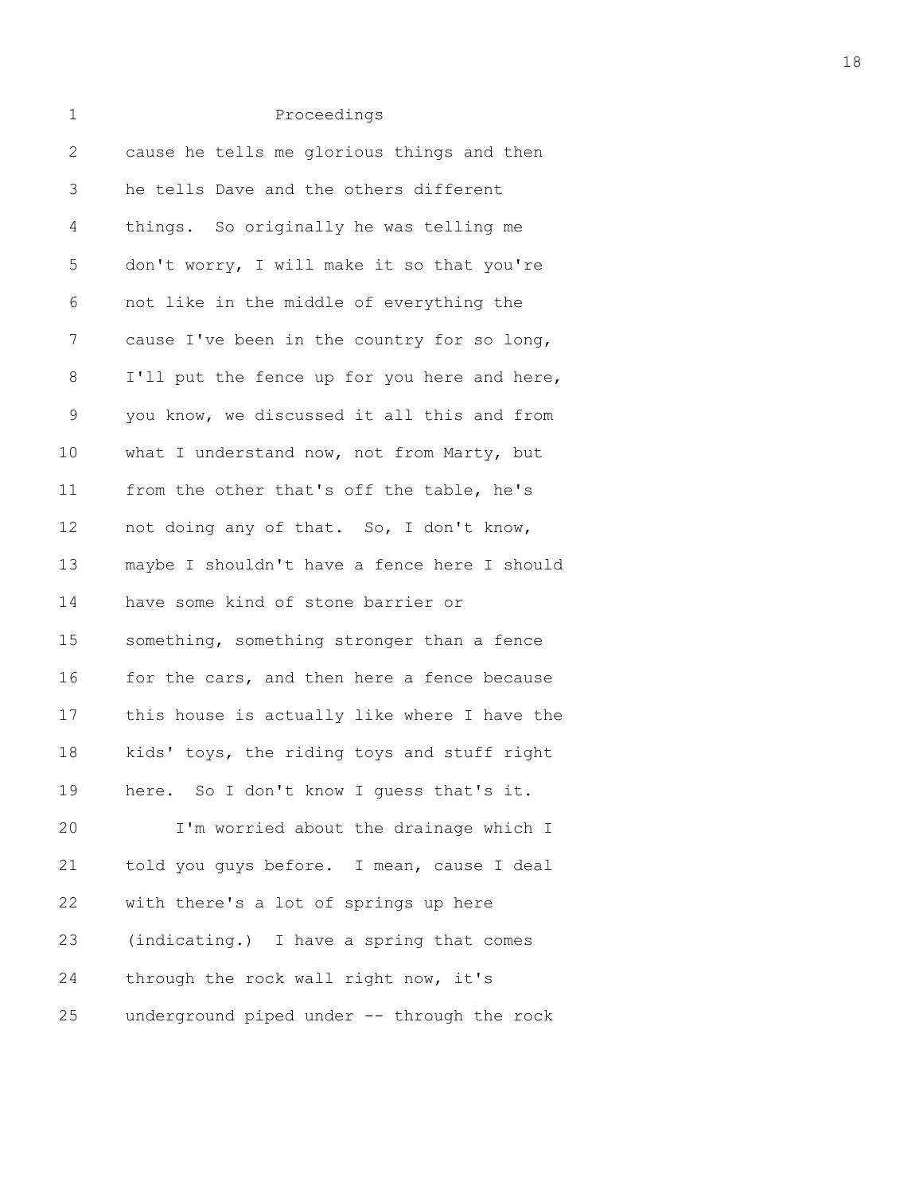Proceedings

cause he tells me glorious things and then he tells Dave and the others different things. So originally he was telling me don't worry, I will make it so that you're not like in the middle of everything the cause I've been in the country for so long, I'll put the fence up for you here and here, you know, we discussed it all this and from what I understand now, not from Marty, but from the other that's off the table, he's not doing any of that. So, I don't know, maybe I shouldn't have a fence here I should have some kind of stone barrier or something, something stronger than a fence for the cars, and then here a fence because this house is actually like where I have the kids' toys, the riding toys and stuff right here. So I don't know I guess that's it.

I'm worried about the drainage which I told you guys before. I mean, cause I deal with there's a lot of springs up here (indicating.) I have a spring that comes through the rock wall right now, it's underground piped under -- through the rock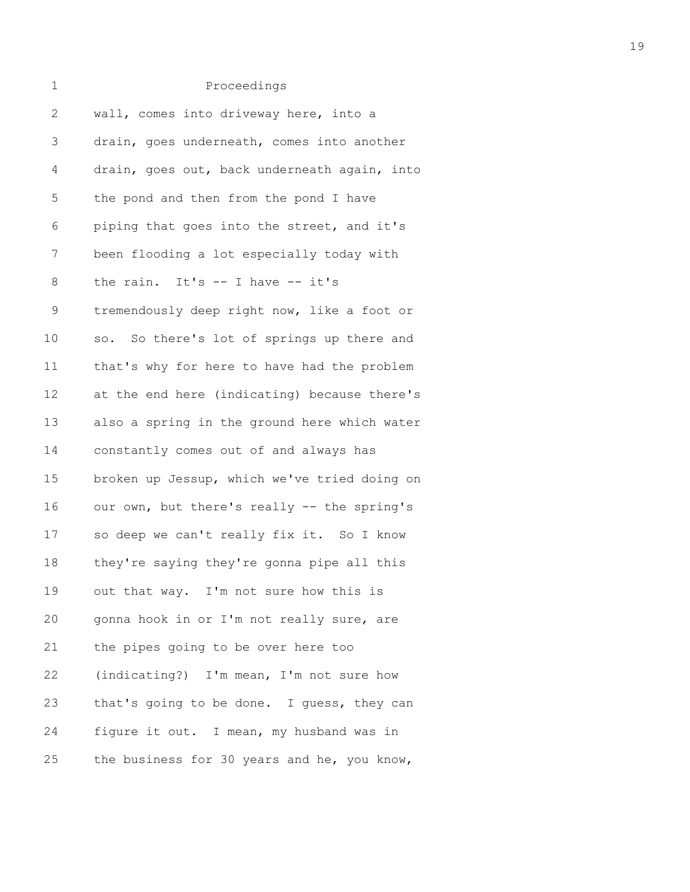Proceedings

wall, comes into driveway here, into a drain, goes underneath, comes into another drain, goes out, back underneath again, into the pond and then from the pond I have piping that goes into the street, and it's been flooding a lot especially today with the rain. It's -- I have -- it's tremendously deep right now, like a foot or so. So there's lot of springs up there and that's why for here to have had the problem at the end here (indicating) because there's also a spring in the ground here which water constantly comes out of and always has broken up Jessup, which we've tried doing on our own, but there's really -- the spring's so deep we can't really fix it. So I know they're saying they're gonna pipe all this out that way. I'm not sure how this is gonna hook in or I'm not really sure, are the pipes going to be over here too (indicating?) I'm mean, I'm not sure how that's going to be done. I guess, they can figure it out. I mean, my husband was in the business for 30 years and he, you know,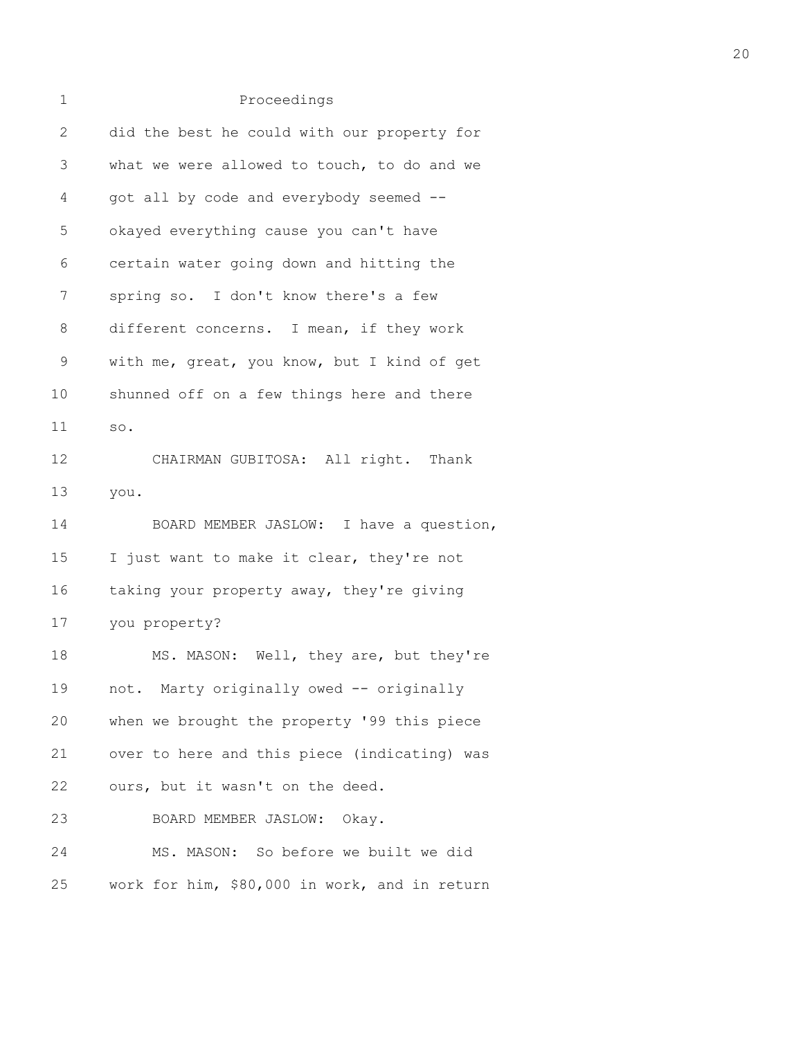Proceedings

did the best he could with our property for what we were allowed to touch, to do and we got all by code and everybody seemed -- okayed everything cause you can't have certain water going down and hitting the spring so. I don't know there's a few different concerns. I mean, if they work with me, great, you know, but I kind of get shunned off on a few things here and there so.

CHAIRMAN GUBITOSA: All right. Thank you.

BOARD MEMBER JASLOW: I have a question, I just want to make it clear, they're not taking your property away, they're giving you property?

MS. MASON: Well, they are, but they're not. Marty originally owed -- originally when we brought the property '99 this piece over to here and this piece (indicating) was ours, but it wasn't on the deed.

BOARD MEMBER JASLOW: Okay.

MS. MASON: So before we built we did work for him, $80,000 in work, and in return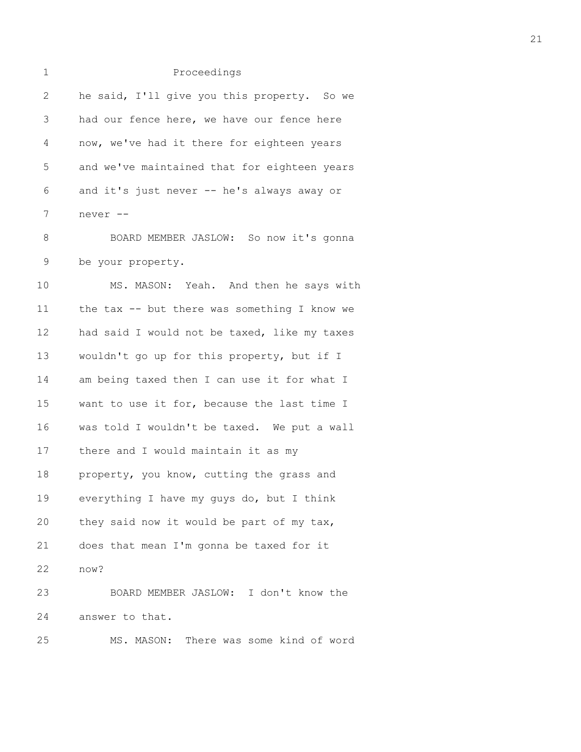Proceedings

he said, I'll give you this property. So we had our fence here, we have our fence here now, we've had it there for eighteen years and we've maintained that for eighteen years and it's just never -- he's always away or never --

BOARD MEMBER JASLOW: So now it's gonna be your property.

MS. MASON: Yeah. And then he says with the tax -- but there was something I know we had said I would not be taxed, like my taxes wouldn't go up for this property, but if I am being taxed then I can use it for what I want to use it for, because the last time I was told I wouldn't be taxed. We put a wall there and I would maintain it as my property, you know, cutting the grass and everything I have my guys do, but I think they said now it would be part of my tax, does that mean I'm gonna be taxed for it now?

BOARD MEMBER JASLOW: I don't know the answer to that.

MS. MASON: There was some kind of word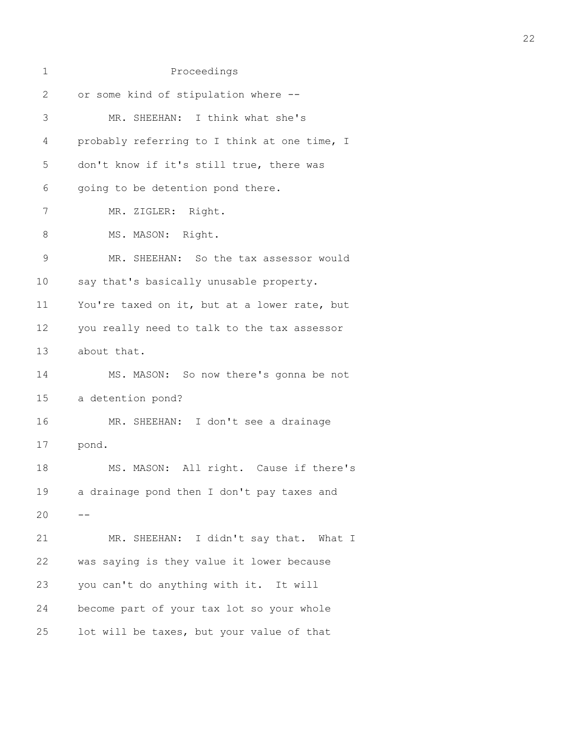Proceedings

or some kind of stipulation where --

MR. SHEEHAN: I think what she's probably referring to I think at one time, I don't know if it's still true, there was going to be detention pond there.

MR. ZIGLER: Right.

MS. MASON: Right.

MR. SHEEHAN: So the tax assessor would say that's basically unusable property. You're taxed on it, but at a lower rate, but you really need to talk to the tax assessor about that.

MS. MASON: So now there's gonna be not a detention pond?

MR. SHEEHAN: I don't see a drainage pond.

MS. MASON: All right. Cause if there's a drainage pond then I don't pay taxes and --

MR. SHEEHAN: I didn't say that. What I was saying is they value it lower because you can't do anything with it. It will become part of your tax lot so your whole lot will be taxes, but your value of that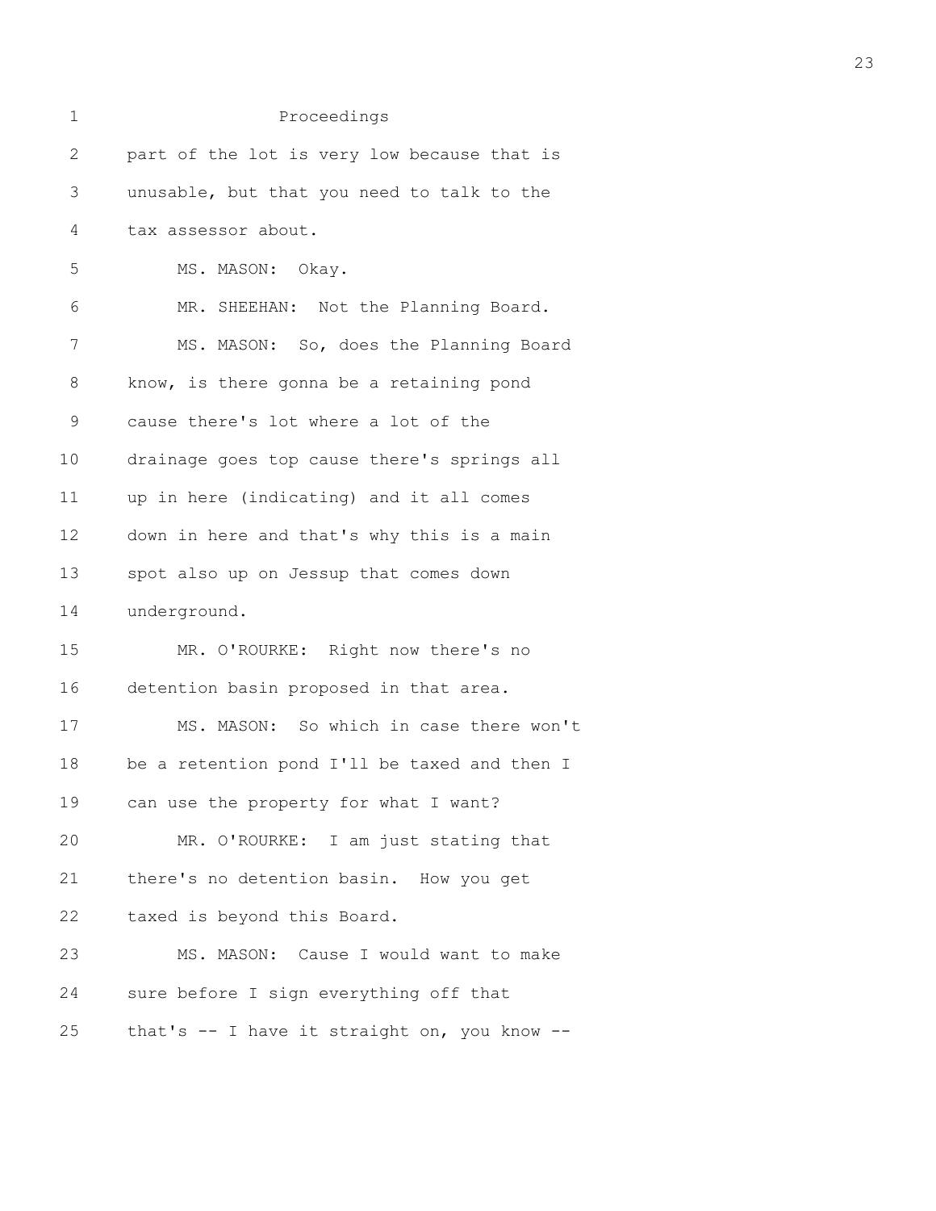Proceedings

part of the lot is very low because that is unusable, but that you need to talk to the tax assessor about.

MS. MASON: Okay.

MR. SHEEHAN: Not the Planning Board.

MS. MASON: So, does the Planning Board know, is there gonna be a retaining pond cause there's lot where a lot of the drainage goes top cause there's springs all up in here (indicating) and it all comes down in here and that's why this is a main spot also up on Jessup that comes down underground.

MR. O'ROURKE: Right now there's no detention basin proposed in that area.

MS. MASON: So which in case there won't be a retention pond I'll be taxed and then I can use the property for what I want?

MR. O'ROURKE: I am just stating that there's no detention basin. How you get taxed is beyond this Board.

MS. MASON: Cause I would want to make sure before I sign everything off that that's -- I have it straight on, you know --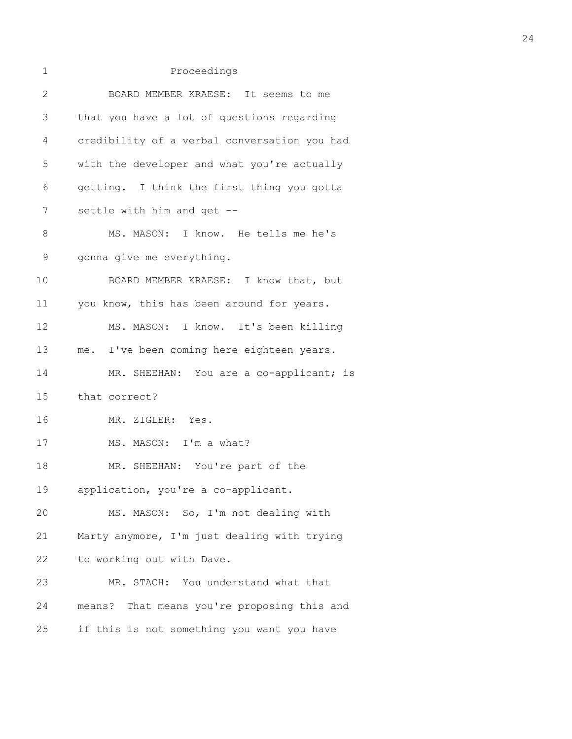Proceedings

BOARD MEMBER KRAESE: It seems to me that you have a lot of questions regarding credibility of a verbal conversation you had with the developer and what you're actually getting. I think the first thing you gotta settle with him and get --

MS. MASON: I know. He tells me he's gonna give me everything.

BOARD MEMBER KRAESE: I know that, but you know, this has been around for years.

MS. MASON: I know. It's been killing me. I've been coming here eighteen years.

MR. SHEEHAN: You are a co-applicant; is that correct?

MR. ZIGLER: Yes.

MS. MASON: I'm a what?

MR. SHEEHAN: You're part of the application, you're a co-applicant.

MS. MASON: So, I'm not dealing with Marty anymore, I'm just dealing with trying to working out with Dave.

MR. STACH: You understand what that means? That means you're proposing this and if this is not something you want you have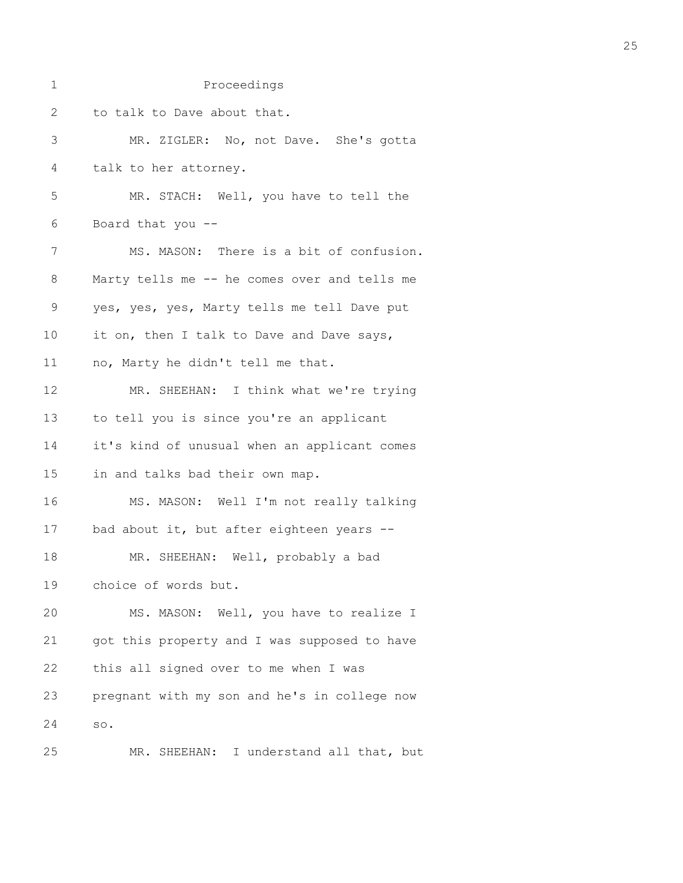Proceedings

to talk to Dave about that.

MR. ZIGLER: No, not Dave. She's gotta talk to her attorney.

MR. STACH: Well, you have to tell the Board that you --

MS. MASON: There is a bit of confusion. Marty tells me -- he comes over and tells me yes, yes, yes, Marty tells me tell Dave put it on, then I talk to Dave and Dave says, no, Marty he didn't tell me that.

MR. SHEEHAN: I think what we're trying to tell you is since you're an applicant it's kind of unusual when an applicant comes in and talks bad their own map.

MS. MASON: Well I'm not really talking bad about it, but after eighteen years --

MR. SHEEHAN: Well, probably a bad choice of words but.

MS. MASON: Well, you have to realize I got this property and I was supposed to have this all signed over to me when I was pregnant with my son and he's in college now so.

MR. SHEEHAN: I understand all that, but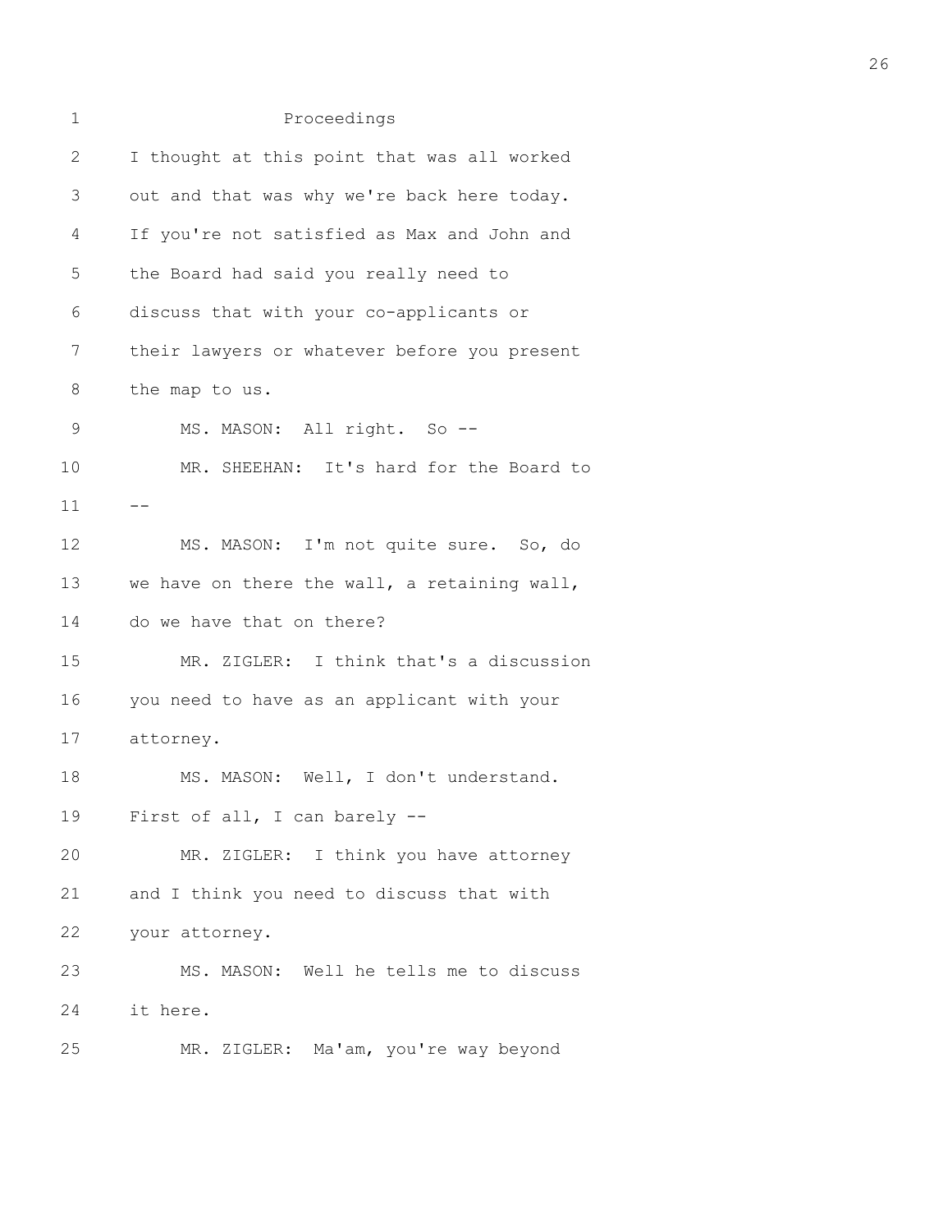Proceedings

I thought at this point that was all worked out and that was why we're back here today. If you're not satisfied as Max and John and the Board had said you really need to discuss that with your co-applicants or their lawyers or whatever before you present the map to us.

MS. MASON: All right. So --

MR. SHEEHAN: It's hard for the Board to --

MS. MASON: I'm not quite sure. So, do we have on there the wall, a retaining wall, do we have that on there?

MR. ZIGLER: I think that's a discussion you need to have as an applicant with your attorney.

MS. MASON: Well, I don't understand. First of all, I can barely --

MR. ZIGLER: I think you have attorney and I think you need to discuss that with your attorney.

MS. MASON: Well he tells me to discuss it here.

MR. ZIGLER: Ma'am, you're way beyond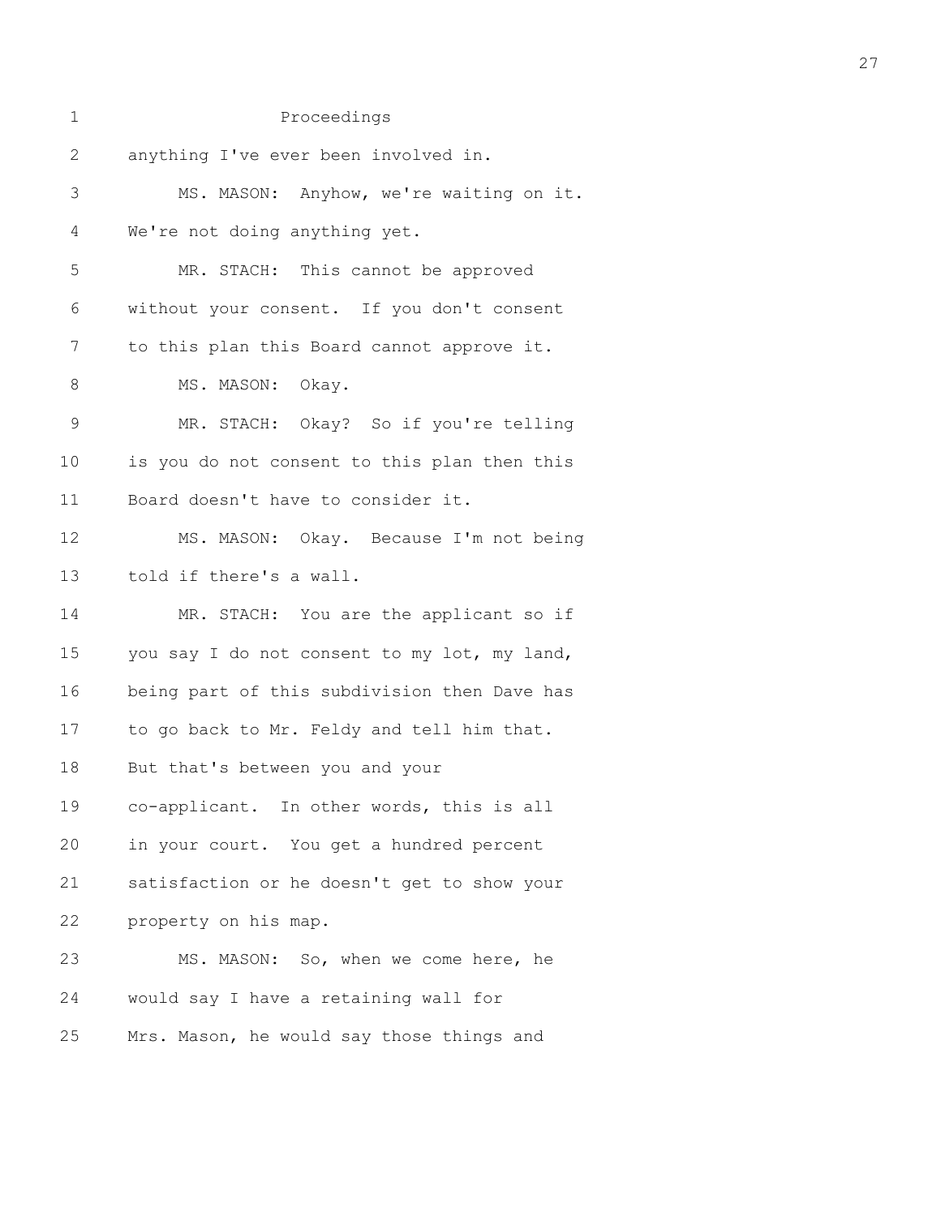Proceedings

anything I've ever been involved in.

MS. MASON: Anyhow, we're waiting on it. We're not doing anything yet.

MR. STACH: This cannot be approved without your consent. If you don't consent to this plan this Board cannot approve it.

MS. MASON: Okay.

MR. STACH: Okay? So if you're telling is you do not consent to this plan then this Board doesn't have to consider it.

MS. MASON: Okay. Because I'm not being told if there's a wall.

MR. STACH: You are the applicant so if you say I do not consent to my lot, my land, being part of this subdivision then Dave has to go back to Mr. Feldy and tell him that. But that's between you and your co-applicant. In other words, this is all in your court. You get a hundred percent satisfaction or he doesn't get to show your property on his map.

MS. MASON: So, when we come here, he would say I have a retaining wall for Mrs. Mason, he would say those things and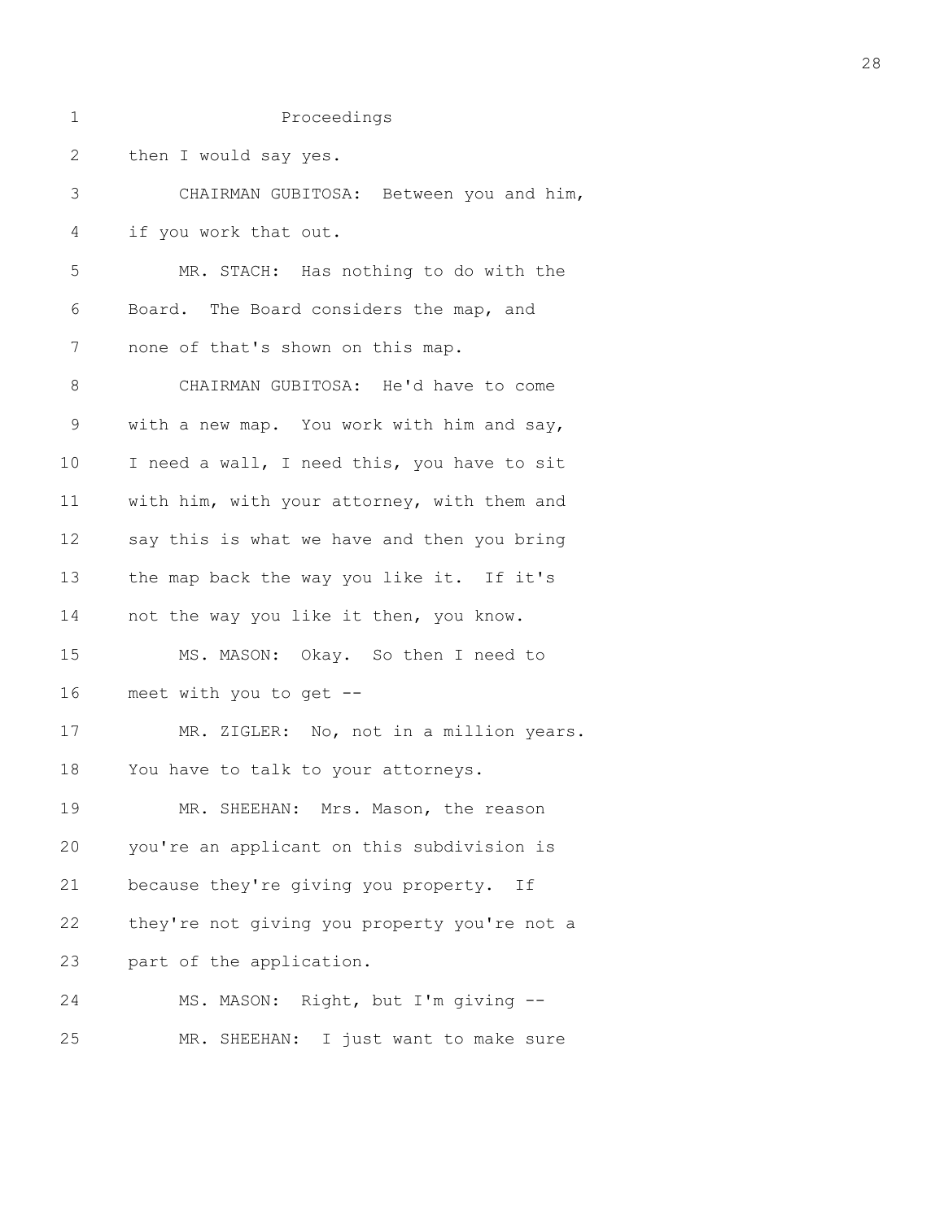Proceedings

then I would say yes.

CHAIRMAN GUBITOSA: Between you and him, if you work that out.

MR. STACH: Has nothing to do with the Board. The Board considers the map, and none of that's shown on this map.

CHAIRMAN GUBITOSA: He'd have to come with a new map. You work with him and say, I need a wall, I need this, you have to sit with him, with your attorney, with them and say this is what we have and then you bring the map back the way you like it. If it's not the way you like it then, you know.

MS. MASON: Okay. So then I need to meet with you to get --

MR. ZIGLER: No, not in a million years. You have to talk to your attorneys.

MR. SHEEHAN: Mrs. Mason, the reason you're an applicant on this subdivision is because they're giving you property. If they're not giving you property you're not a part of the application.

MS. MASON: Right, but I'm giving --

MR. SHEEHAN: I just want to make sure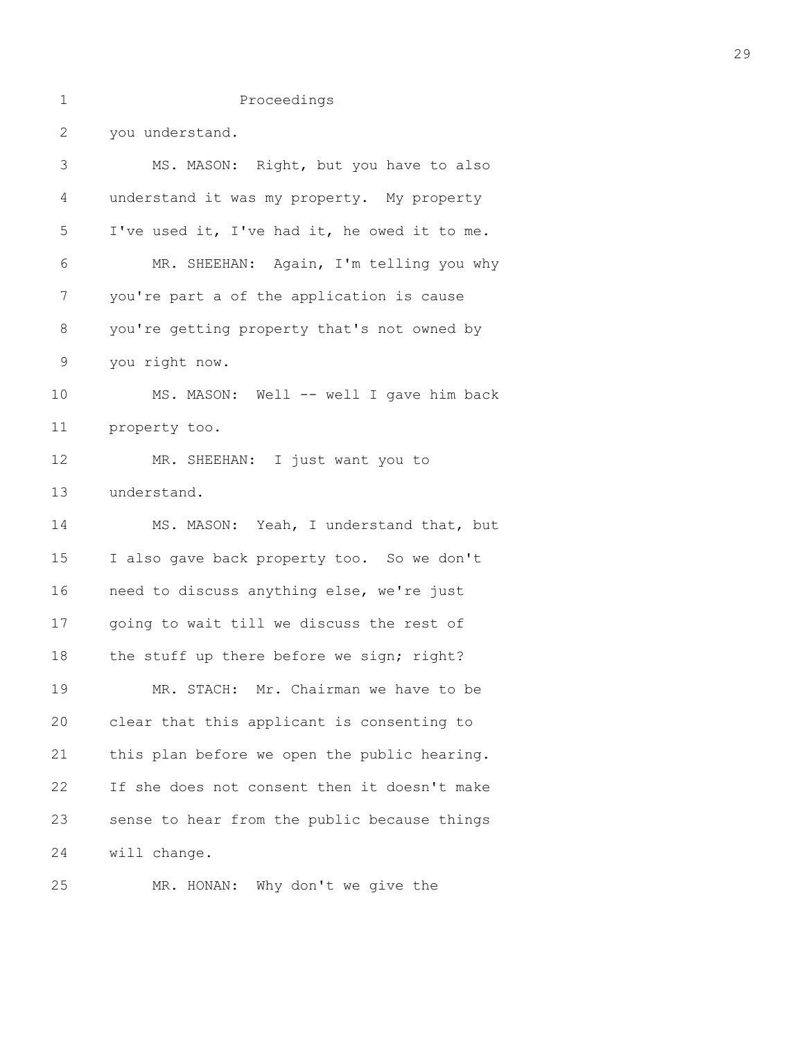Proceedings

you understand.

MS. MASON: Right, but you have to also understand it was my property. My property I've used it, I've had it, he owed it to me.

MR. SHEEHAN: Again, I'm telling you why you're part a of the application is cause you're getting property that's not owned by you right now.

MS. MASON: Well -- well I gave him back property too.

MR. SHEEHAN: I just want you to understand.

MS. MASON: Yeah, I understand that, but I also gave back property too. So we don't need to discuss anything else, we're just going to wait till we discuss the rest of the stuff up there before we sign; right?

MR. STACH: Mr. Chairman we have to be clear that this applicant is consenting to this plan before we open the public hearing. If she does not consent then it doesn't make sense to hear from the public because things will change.

MR. HONAN: Why don't we give the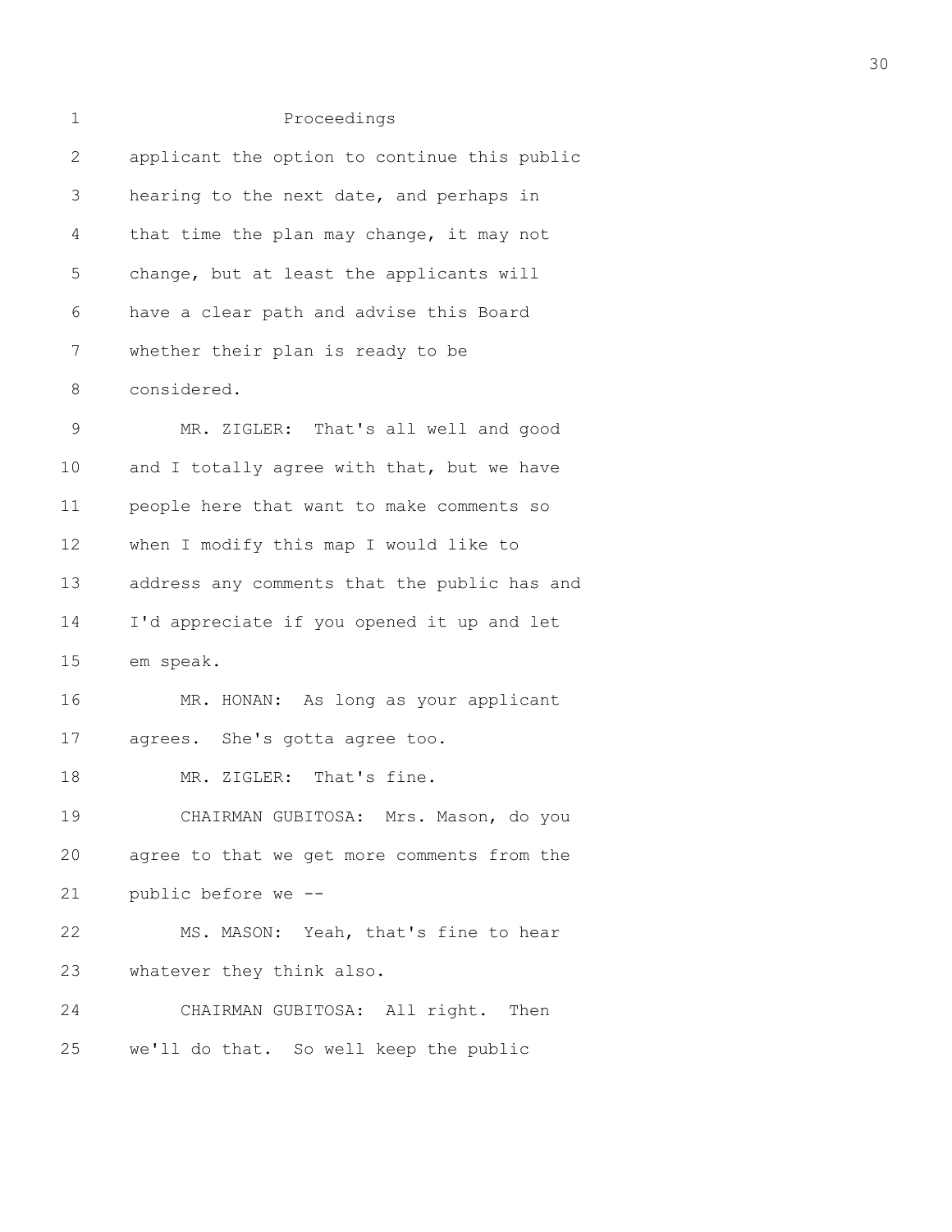Proceedings

applicant the option to continue this public hearing to the next date, and perhaps in that time the plan may change, it may not change, but at least the applicants will have a clear path and advise this Board whether their plan is ready to be considered.

MR. ZIGLER: That's all well and good and I totally agree with that, but we have people here that want to make comments so when I modify this map I would like to address any comments that the public has and I'd appreciate if you opened it up and let em speak.

MR. HONAN: As long as your applicant agrees. She's gotta agree too.

MR. ZIGLER: That's fine.

CHAIRMAN GUBITOSA: Mrs. Mason, do you agree to that we get more comments from the public before we --

MS. MASON: Yeah, that's fine to hear whatever they think also.

CHAIRMAN GUBITOSA: All right. Then we'll do that. So well keep the public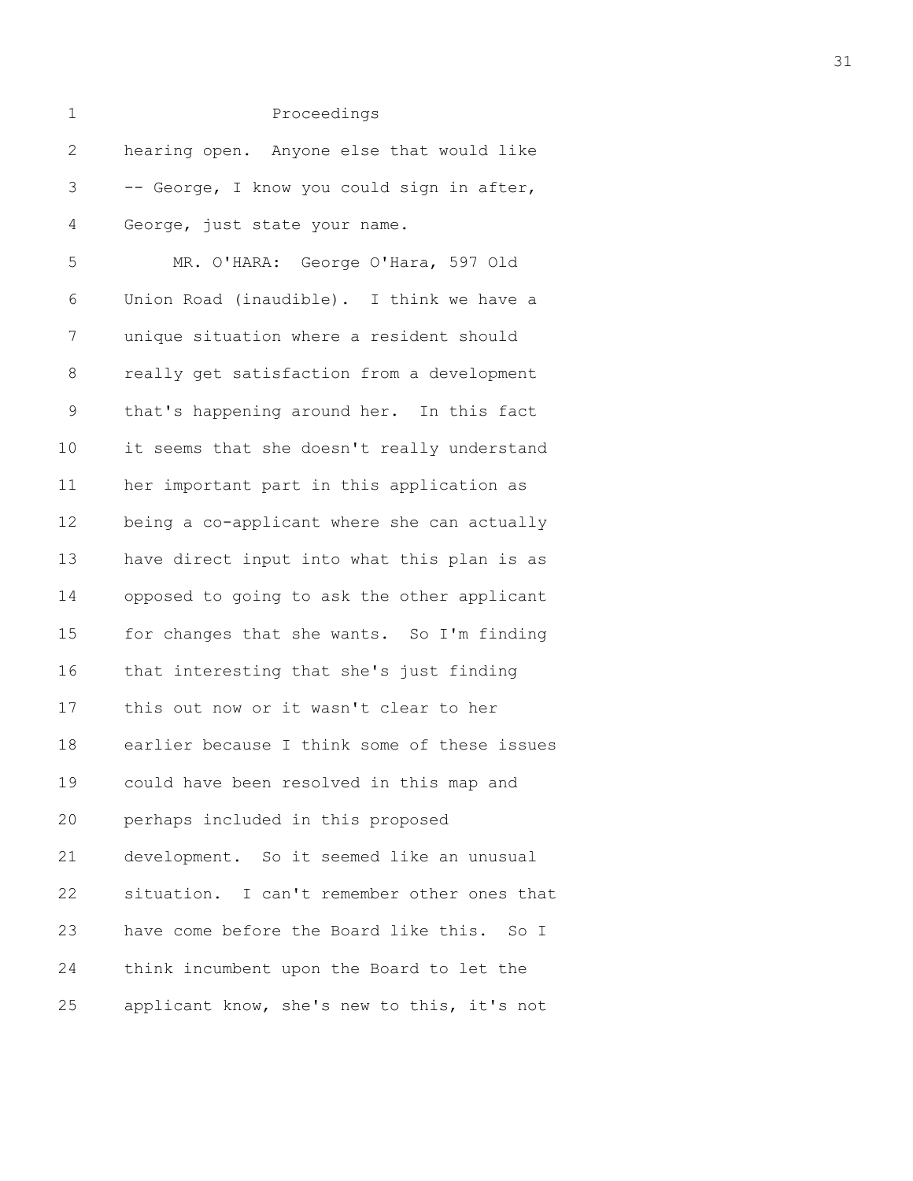Proceedings

hearing open. Anyone else that would like -- George, I know you could sign in after, George, just state your name.

MR. O'HARA: George O'Hara, 597 Old Union Road (inaudible). I think we have a unique situation where a resident should really get satisfaction from a development that's happening around her. In this fact it seems that she doesn't really understand her important part in this application as being a co-applicant where she can actually have direct input into what this plan is as opposed to going to ask the other applicant for changes that she wants. So I'm finding that interesting that she's just finding this out now or it wasn't clear to her earlier because I think some of these issues could have been resolved in this map and perhaps included in this proposed development. So it seemed like an unusual situation. I can't remember other ones that have come before the Board like this. So I think incumbent upon the Board to let the applicant know, she's new to this, it's not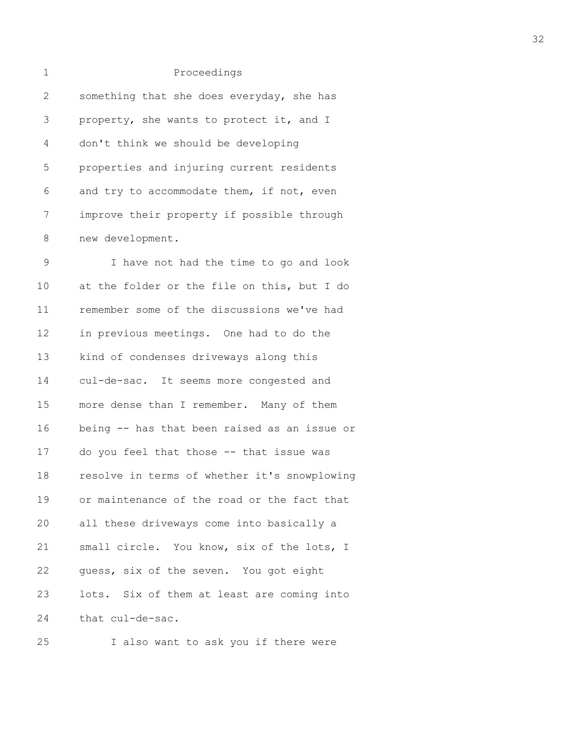Proceedings

something that she does everyday, she has property, she wants to protect it, and I don't think we should be developing properties and injuring current residents and try to accommodate them, if not, even improve their property if possible through new development.

I have not had the time to go and look at the folder or the file on this, but I do remember some of the discussions we've had in previous meetings. One had to do the kind of condenses driveways along this cul-de-sac. It seems more congested and more dense than I remember. Many of them being -- has that been raised as an issue or do you feel that those -- that issue was resolve in terms of whether it's snowplowing or maintenance of the road or the fact that all these driveways come into basically a small circle. You know, six of the lots, I guess, six of the seven. You got eight lots. Six of them at least are coming into that cul-de-sac.

I also want to ask you if there were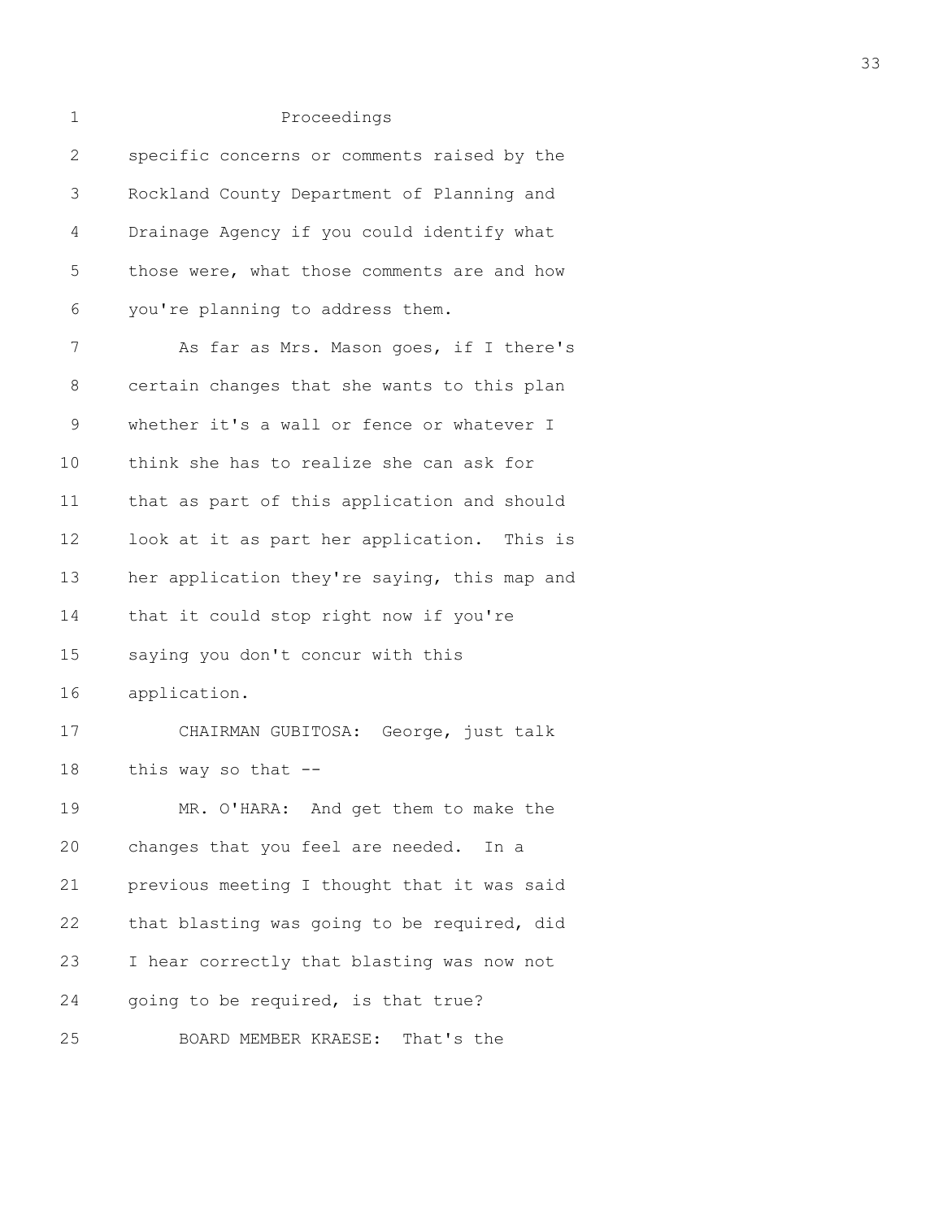Proceedings

specific concerns or comments raised by the Rockland County Department of Planning and Drainage Agency if you could identify what those were, what those comments are and how you're planning to address them.

As far as Mrs. Mason goes, if I there's certain changes that she wants to this plan whether it's a wall or fence or whatever I think she has to realize she can ask for that as part of this application and should look at it as part her application. This is her application they're saying, this map and that it could stop right now if you're saying you don't concur with this application.

CHAIRMAN GUBITOSA: George, just talk this way so that --

MR. O'HARA: And get them to make the changes that you feel are needed. In a previous meeting I thought that it was said that blasting was going to be required, did I hear correctly that blasting was now not going to be required, is that true?

BOARD MEMBER KRAESE: That's the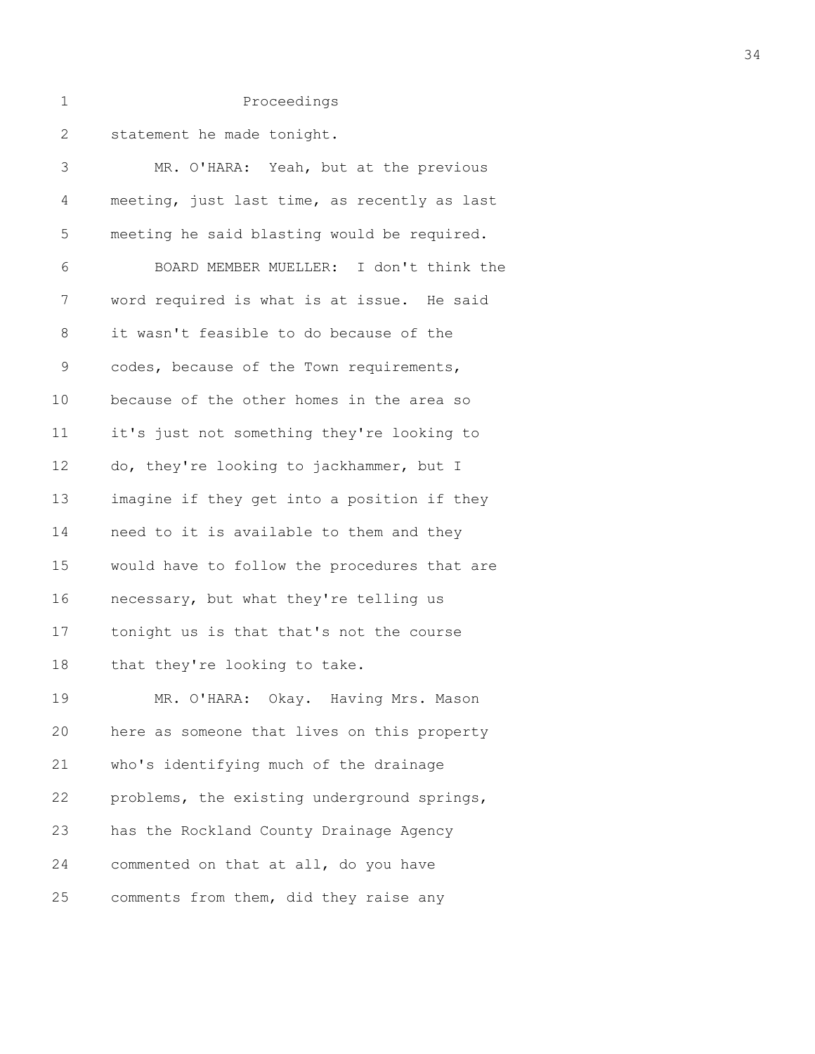Proceedings

statement he made tonight.

MR. O'HARA: Yeah, but at the previous meeting, just last time, as recently as last meeting he said blasting would be required.

BOARD MEMBER MUELLER: I don't think the word required is what is at issue. He said it wasn't feasible to do because of the codes, because of the Town requirements, because of the other homes in the area so it's just not something they're looking to do, they're looking to jackhammer, but I imagine if they get into a position if they need to it is available to them and they would have to follow the procedures that are necessary, but what they're telling us tonight us is that that's not the course that they're looking to take.

MR. O'HARA: Okay. Having Mrs. Mason here as someone that lives on this property who's identifying much of the drainage problems, the existing underground springs, has the Rockland County Drainage Agency commented on that at all, do you have comments from them, did they raise any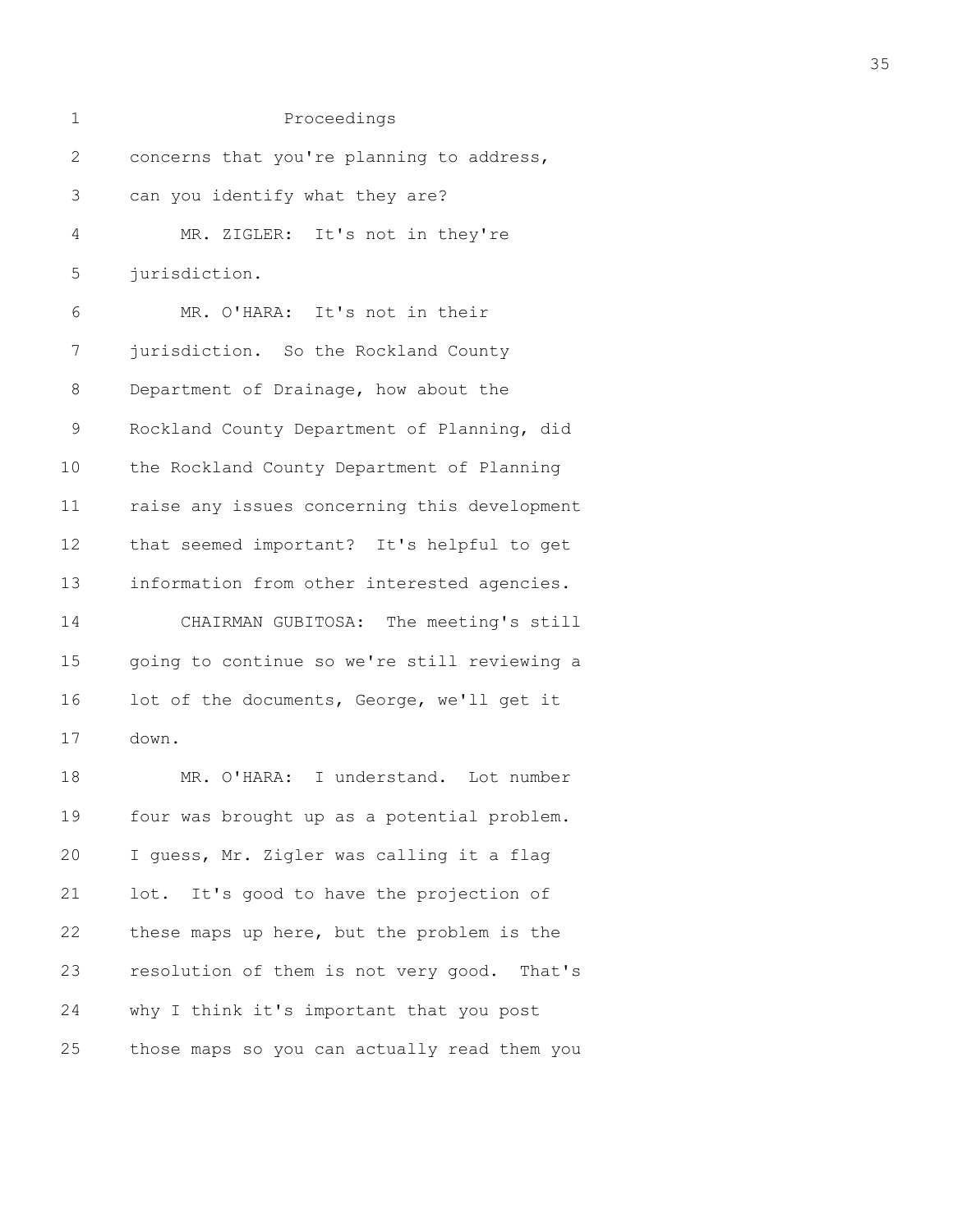Proceedings

concerns that you're planning to address, can you identify what they are?

MR. ZIGLER: It's not in they're jurisdiction.

MR. O'HARA: It's not in their jurisdiction. So the Rockland County Department of Drainage, how about the Rockland County Department of Planning, did the Rockland County Department of Planning raise any issues concerning this development that seemed important? It's helpful to get information from other interested agencies.

CHAIRMAN GUBITOSA: The meeting's still going to continue so we're still reviewing a lot of the documents, George, we'll get it down.

MR. O'HARA: I understand. Lot number four was brought up as a potential problem. I guess, Mr. Zigler was calling it a flag lot. It's good to have the projection of these maps up here, but the problem is the resolution of them is not very good. That's why I think it's important that you post those maps so you can actually read them you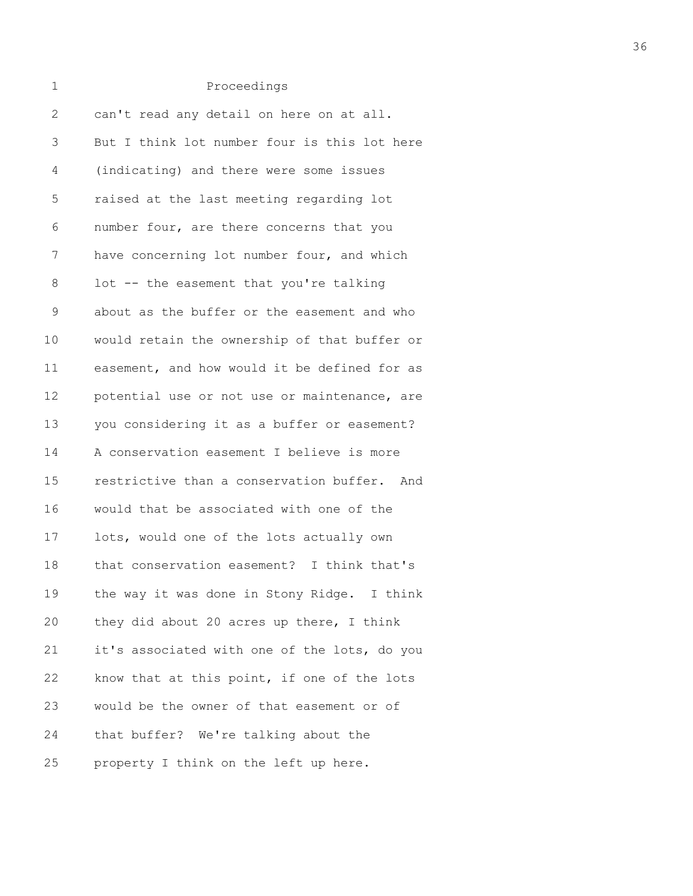Proceedings

can't read any detail on here on at all. But I think lot number four is this lot here (indicating) and there were some issues raised at the last meeting regarding lot number four, are there concerns that you have concerning lot number four, and which lot -- the easement that you're talking about as the buffer or the easement and who would retain the ownership of that buffer or easement, and how would it be defined for as potential use or not use or maintenance, are you considering it as a buffer or easement? A conservation easement I believe is more restrictive than a conservation buffer. And would that be associated with one of the lots, would one of the lots actually own that conservation easement? I think that's the way it was done in Stony Ridge. I think they did about 20 acres up there, I think it's associated with one of the lots, do you know that at this point, if one of the lots would be the owner of that easement or of that buffer? We're talking about the property I think on the left up here.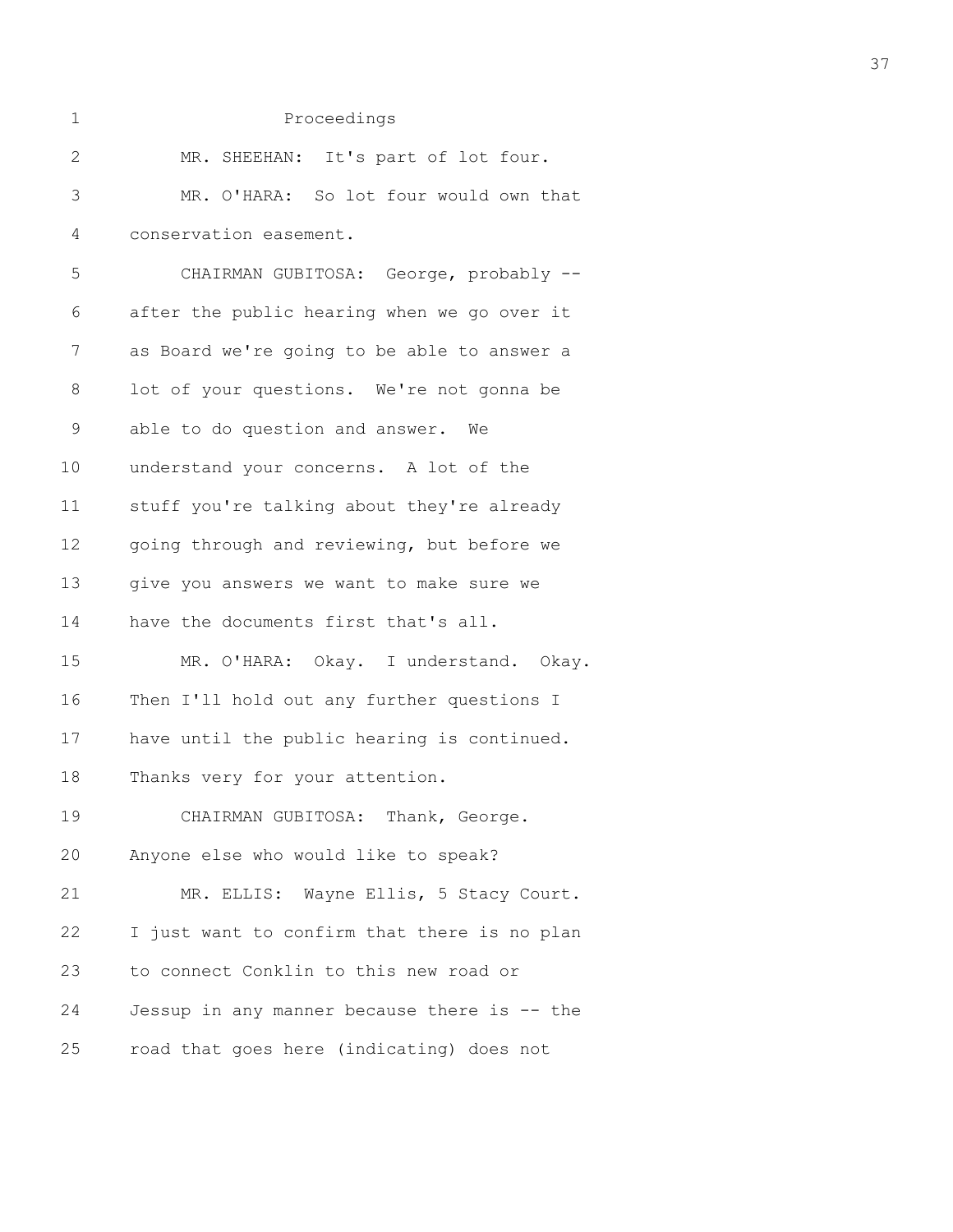Proceedings

MR. SHEEHAN: It's part of lot four.

MR. O'HARA: So lot four would own that conservation easement.

CHAIRMAN GUBITOSA: George, probably -- after the public hearing when we go over it as Board we're going to be able to answer a lot of your questions. We're not gonna be able to do question and answer. We understand your concerns. A lot of the stuff you're talking about they're already going through and reviewing, but before we give you answers we want to make sure we have the documents first that's all.

MR. O'HARA: Okay. I understand. Okay. Then I'll hold out any further questions I have until the public hearing is continued. Thanks very for your attention.

CHAIRMAN GUBITOSA: Thank, George. Anyone else who would like to speak?

MR. ELLIS: Wayne Ellis, 5 Stacy Court. I just want to confirm that there is no plan to connect Conklin to this new road or Jessup in any manner because there is -- the road that goes here (indicating) does not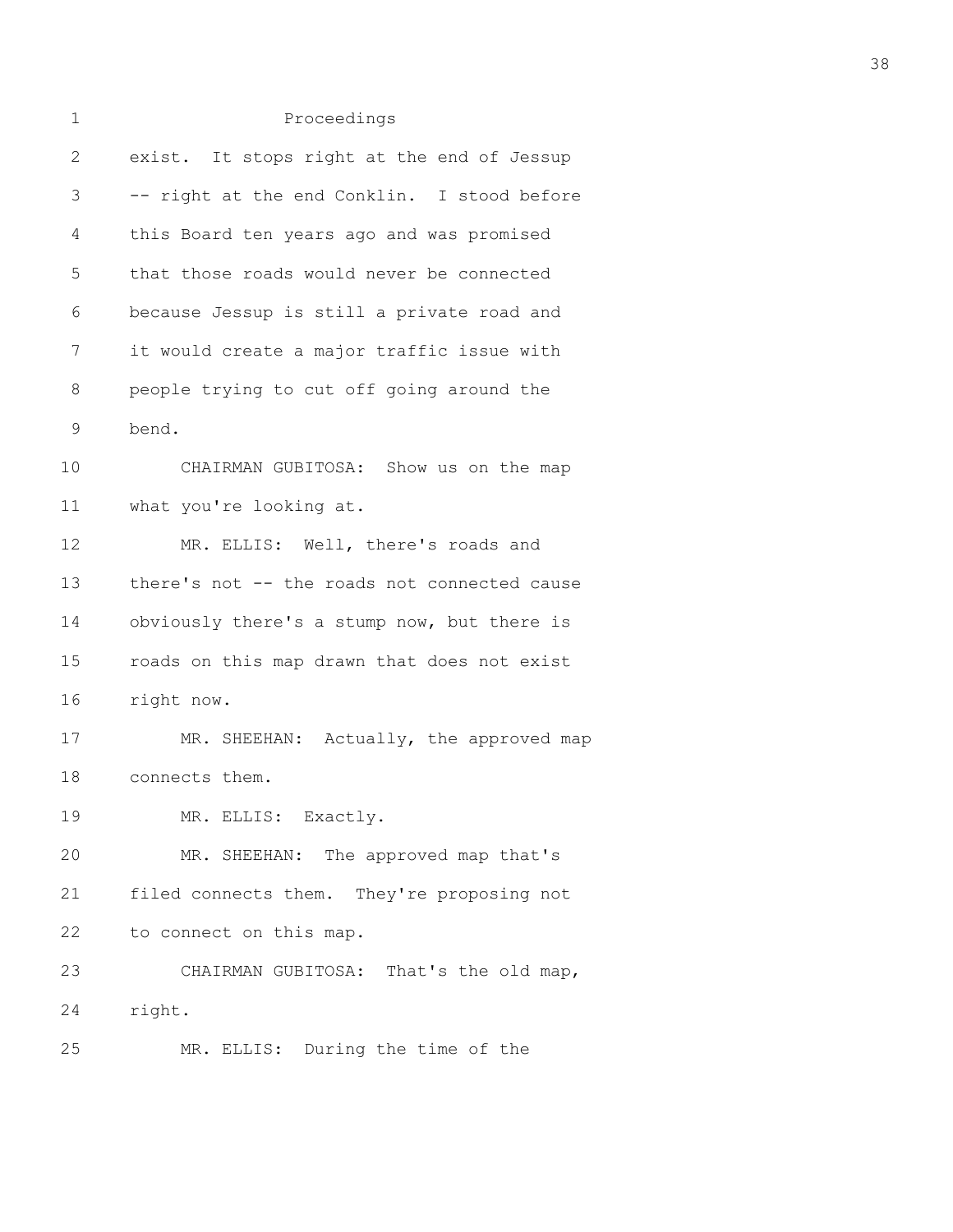Proceedings

exist. It stops right at the end of Jessup -- right at the end Conklin. I stood before this Board ten years ago and was promised that those roads would never be connected because Jessup is still a private road and it would create a major traffic issue with people trying to cut off going around the bend.

CHAIRMAN GUBITOSA: Show us on the map what you're looking at.

MR. ELLIS: Well, there's roads and there's not -- the roads not connected cause obviously there's a stump now, but there is roads on this map drawn that does not exist right now.

MR. SHEEHAN: Actually, the approved map connects them.

MR. ELLIS: Exactly.

MR. SHEEHAN: The approved map that's filed connects them. They're proposing not to connect on this map.

CHAIRMAN GUBITOSA: That's the old map, right.

MR. ELLIS: During the time of the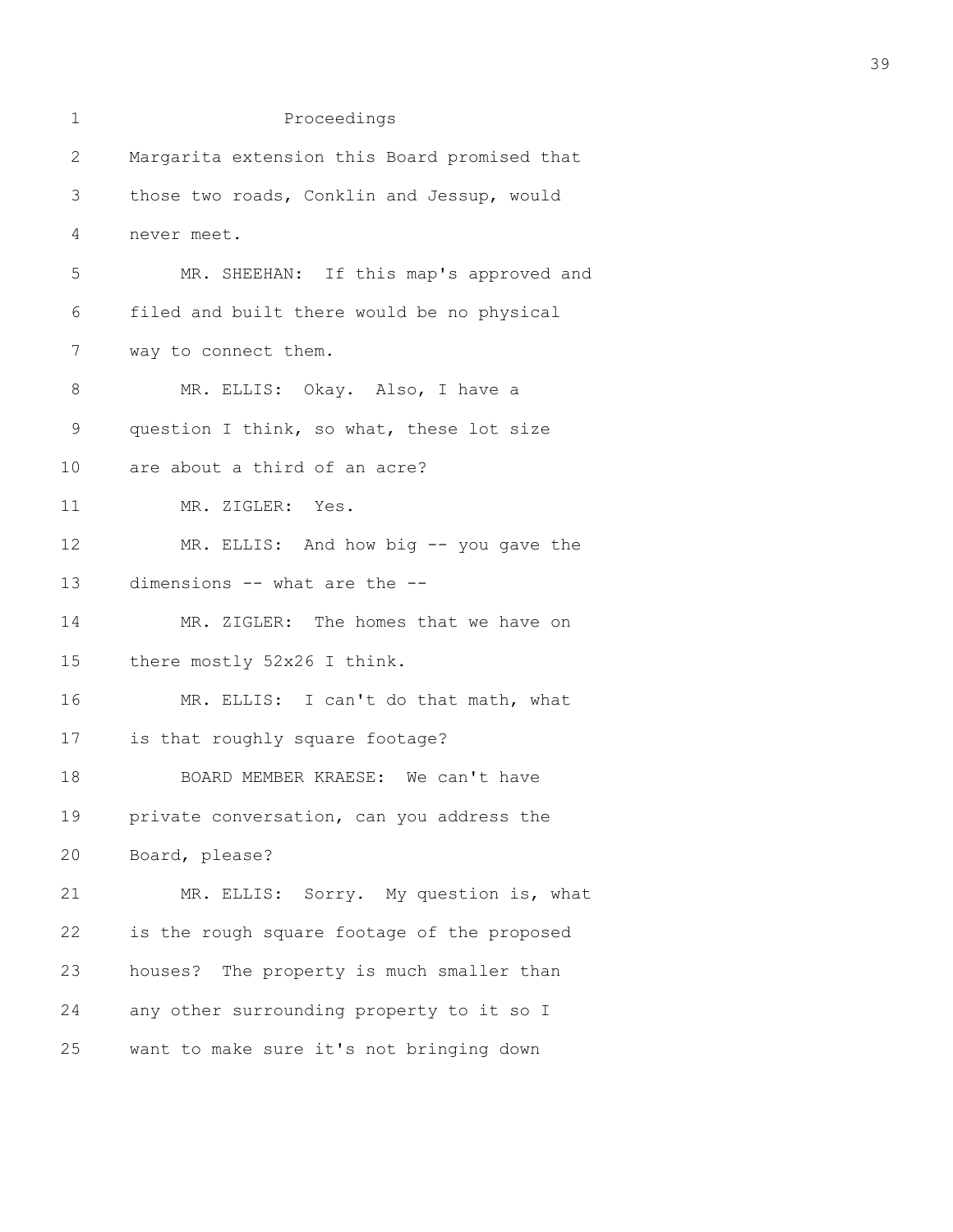Proceedings

Margarita extension this Board promised that those two roads, Conklin and Jessup, would never meet.

MR. SHEEHAN: If this map's approved and filed and built there would be no physical way to connect them.

MR. ELLIS: Okay. Also, I have a question I think, so what, these lot size are about a third of an acre?

MR. ZIGLER: Yes.

MR. ELLIS: And how big -- you gave the dimensions -- what are the --

MR. ZIGLER: The homes that we have on there mostly 52x26 I think.

MR. ELLIS: I can't do that math, what is that roughly square footage?

BOARD MEMBER KRAESE: We can't have private conversation, can you address the Board, please?

MR. ELLIS: Sorry. My question is, what is the rough square footage of the proposed houses? The property is much smaller than any other surrounding property to it so I want to make sure it's not bringing down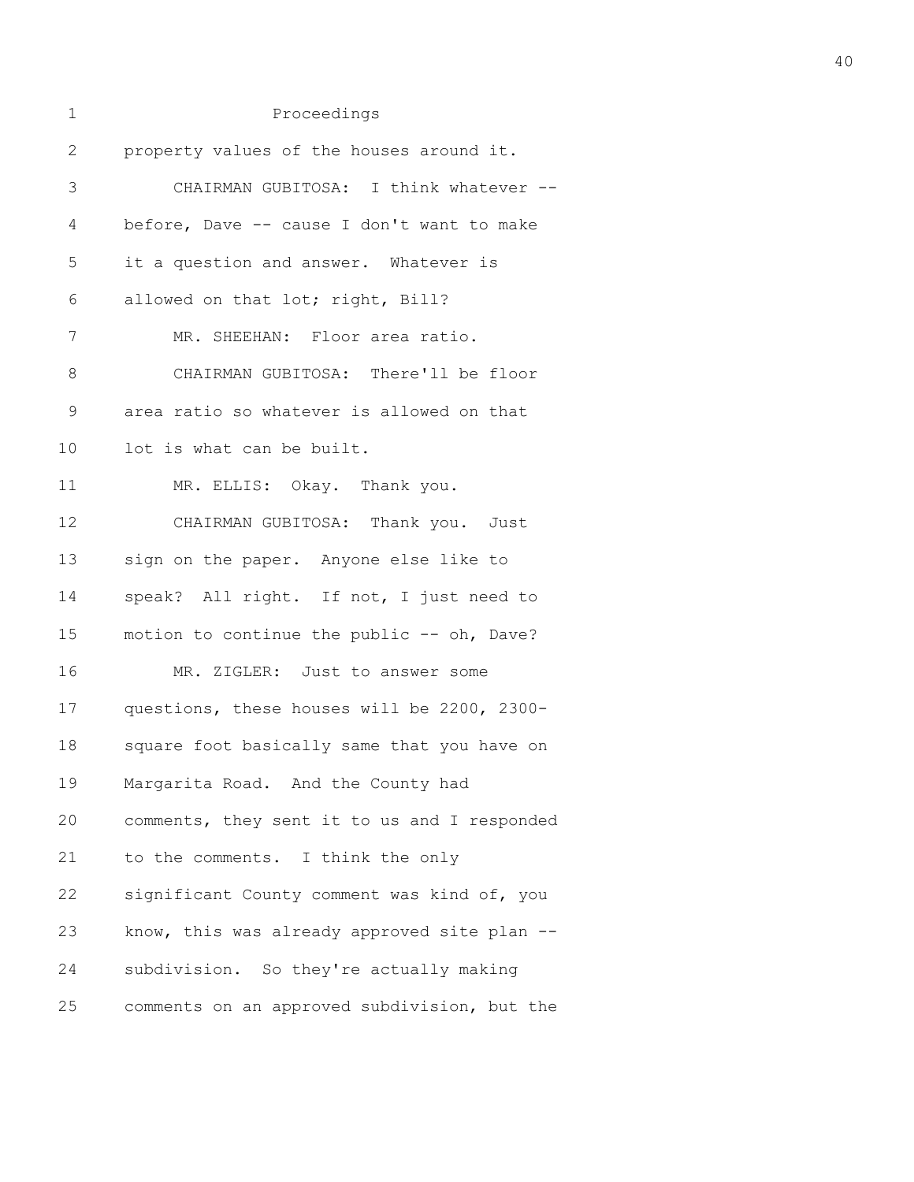Proceedings

property values of the houses around it.

CHAIRMAN GUBITOSA: I think whatever -- before, Dave -- cause I don't want to make it a question and answer. Whatever is allowed on that lot; right, Bill?

MR. SHEEHAN: Floor area ratio.

CHAIRMAN GUBITOSA: There'll be floor area ratio so whatever is allowed on that lot is what can be built.

MR. ELLIS: Okay. Thank you.

CHAIRMAN GUBITOSA: Thank you. Just sign on the paper. Anyone else like to speak? All right. If not, I just need to motion to continue the public -- oh, Dave?

MR. ZIGLER: Just to answer some questions, these houses will be 2200, 2300-square foot basically same that you have on Margarita Road. And the County had comments, they sent it to us and I responded to the comments. I think the only significant County comment was kind of, you know, this was already approved site plan -- subdivision. So they're actually making comments on an approved subdivision, but the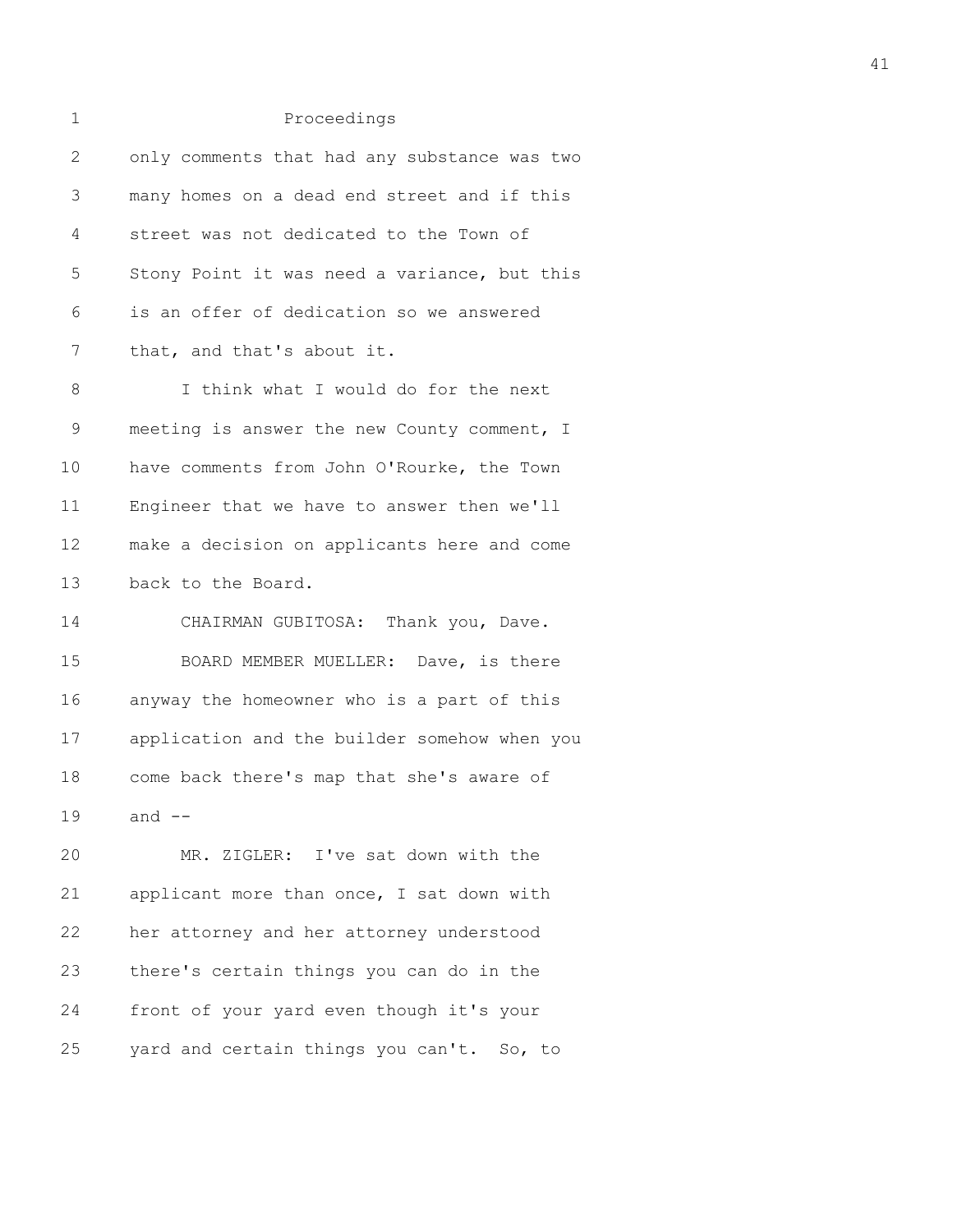Proceedings

only comments that had any substance was two many homes on a dead end street and if this street was not dedicated to the Town of Stony Point it was need a variance, but this is an offer of dedication so we answered that, and that's about it.

I think what I would do for the next meeting is answer the new County comment, I have comments from John O'Rourke, the Town Engineer that we have to answer then we'll make a decision on applicants here and come back to the Board.

CHAIRMAN GUBITOSA: Thank you, Dave.

BOARD MEMBER MUELLER: Dave, is there anyway the homeowner who is a part of this application and the builder somehow when you come back there's map that she's aware of and --

MR. ZIGLER: I've sat down with the applicant more than once, I sat down with her attorney and her attorney understood there's certain things you can do in the front of your yard even though it's your yard and certain things you can't. So, to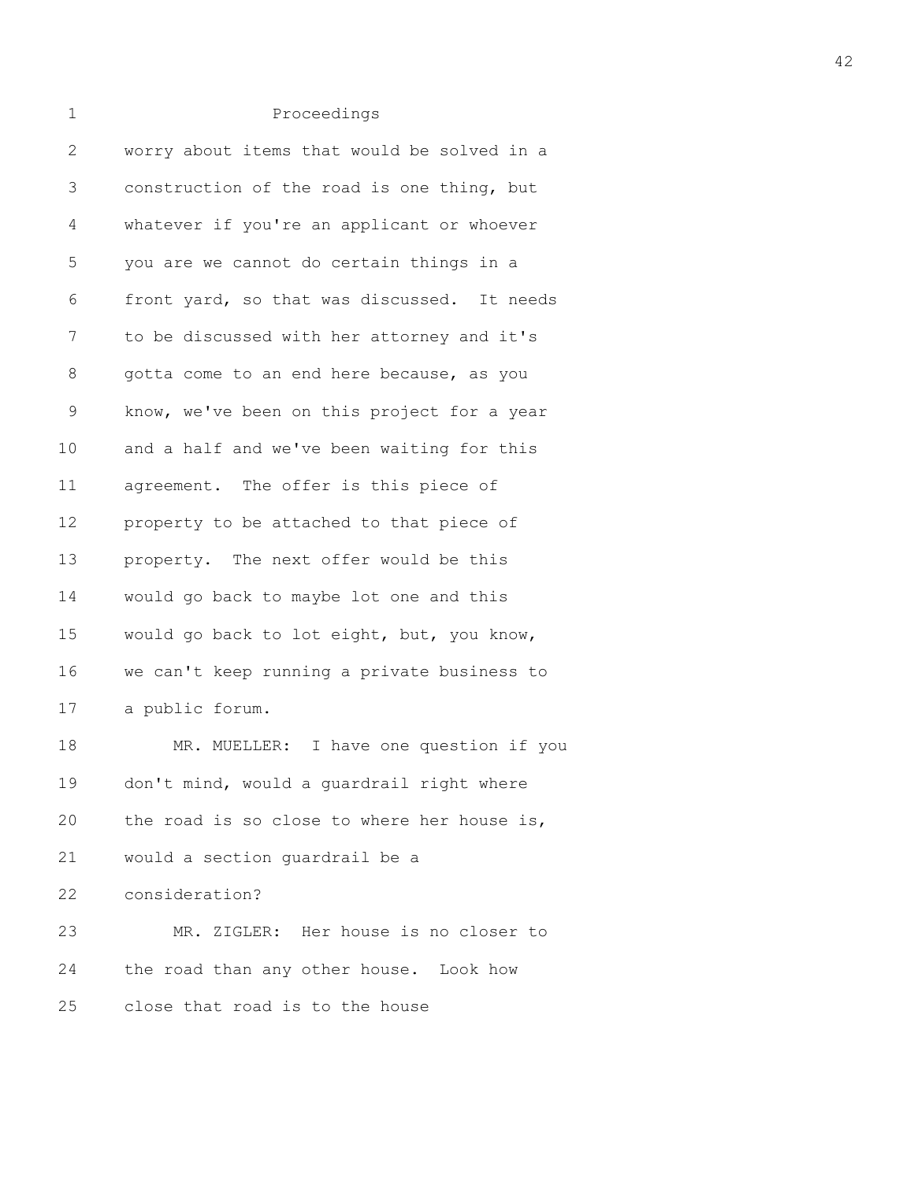Proceedings

worry about items that would be solved in a construction of the road is one thing, but whatever if you're an applicant or whoever you are we cannot do certain things in a front yard, so that was discussed. It needs to be discussed with her attorney and it's gotta come to an end here because, as you know, we've been on this project for a year and a half and we've been waiting for this agreement. The offer is this piece of property to be attached to that piece of property. The next offer would be this would go back to maybe lot one and this would go back to lot eight, but, you know, we can't keep running a private business to a public forum.

MR. MUELLER: I have one question if you don't mind, would a guardrail right where the road is so close to where her house is, would a section guardrail be a consideration?

MR. ZIGLER: Her house is no closer to the road than any other house. Look how close that road is to the house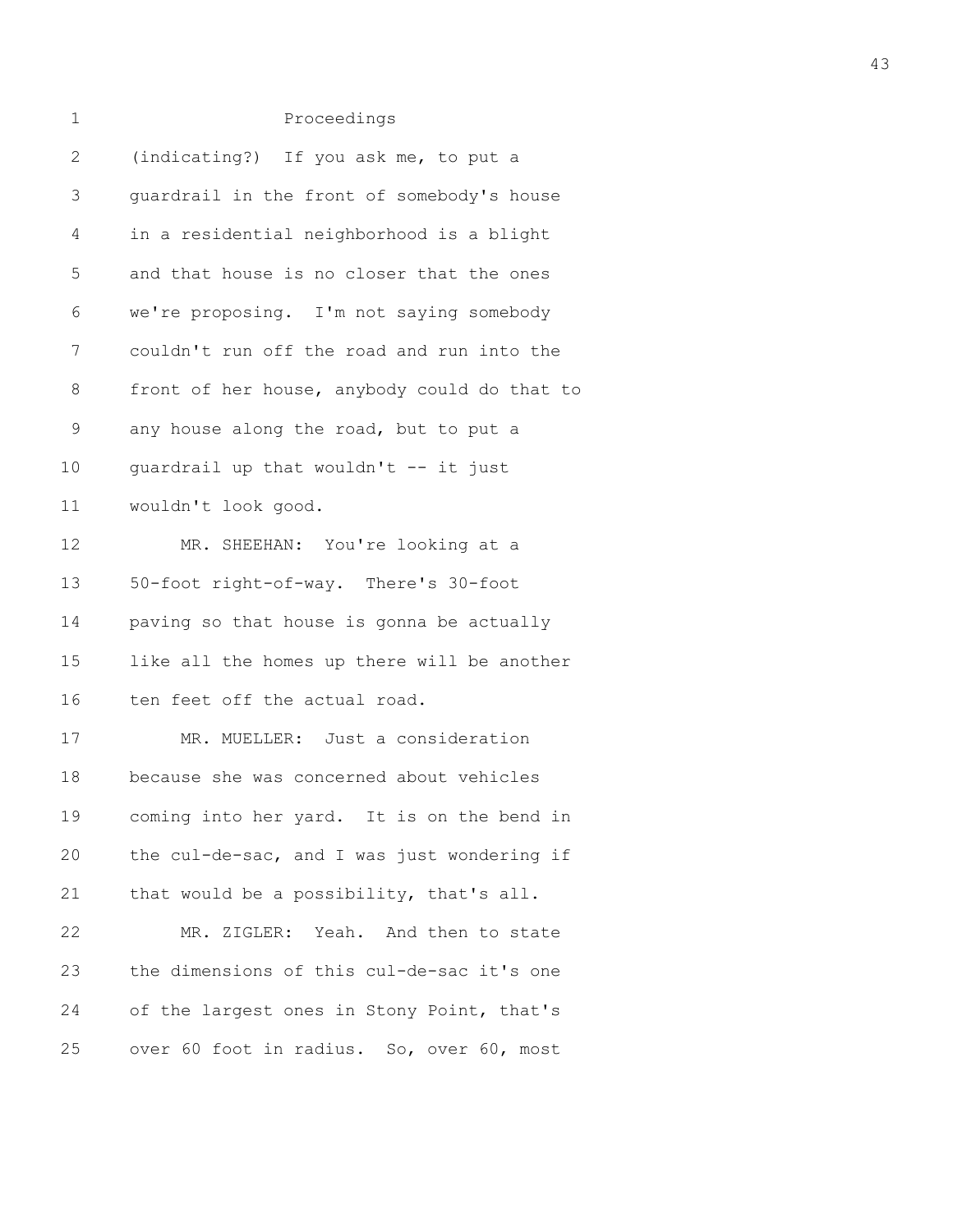Proceedings

(indicating?) If you ask me, to put a guardrail in the front of somebody's house in a residential neighborhood is a blight and that house is no closer that the ones we're proposing. I'm not saying somebody couldn't run off the road and run into the front of her house, anybody could do that to any house along the road, but to put a guardrail up that wouldn't -- it just wouldn't look good.

MR. SHEEHAN: You're looking at a 50-foot right-of-way. There's 30-foot paving so that house is gonna be actually like all the homes up there will be another ten feet off the actual road.

MR. MUELLER: Just a consideration because she was concerned about vehicles coming into her yard. It is on the bend in the cul-de-sac, and I was just wondering if that would be a possibility, that's all.

MR. ZIGLER: Yeah. And then to state the dimensions of this cul-de-sac it's one of the largest ones in Stony Point, that's over 60 foot in radius. So, over 60, most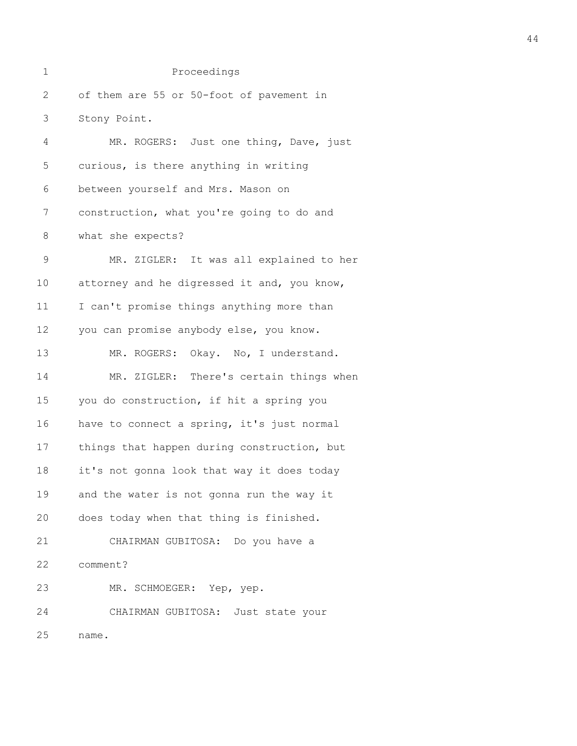Proceedings

of them are 55 or 50-foot of pavement in Stony Point.

MR. ROGERS: Just one thing, Dave, just curious, is there anything in writing between yourself and Mrs. Mason on construction, what you're going to do and what she expects?

MR. ZIGLER: It was all explained to her attorney and he digressed it and, you know, I can't promise things anything more than you can promise anybody else, you know.

MR. ROGERS: Okay. No, I understand.

MR. ZIGLER: There's certain things when you do construction, if hit a spring you have to connect a spring, it's just normal things that happen during construction, but it's not gonna look that way it does today and the water is not gonna run the way it does today when that thing is finished.

CHAIRMAN GUBITOSA: Do you have a comment?

MR. SCHMOEGER: Yep, yep.

CHAIRMAN GUBITOSA: Just state your name.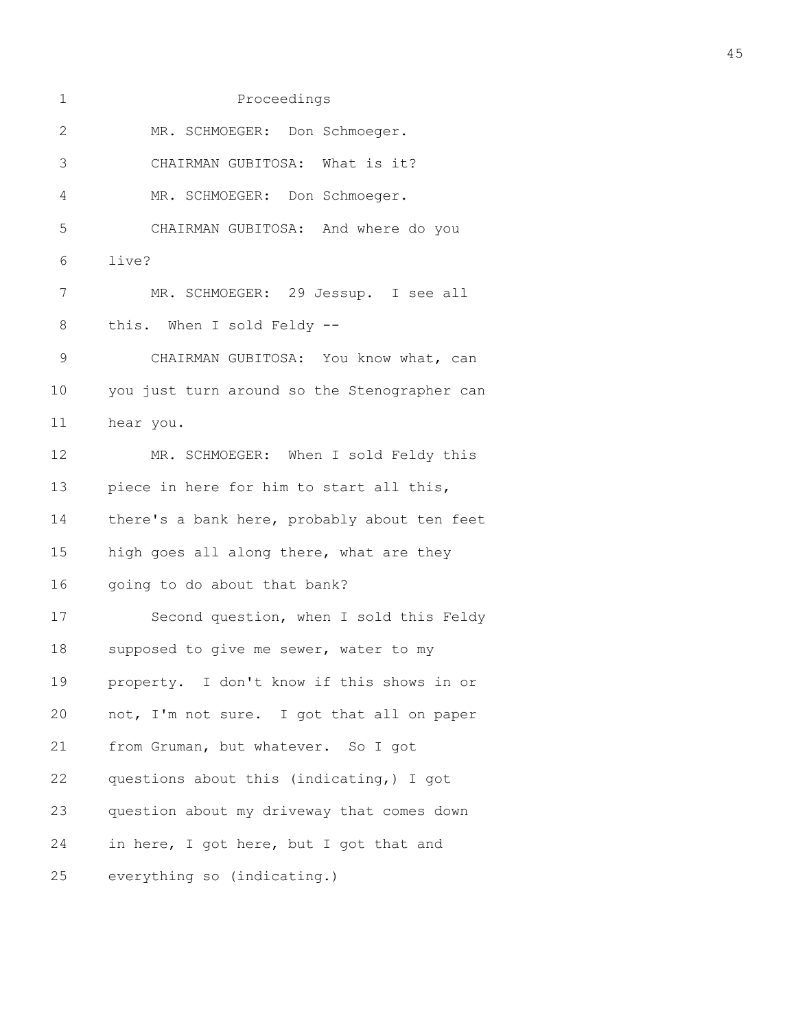Proceedings

MR. SCHMOEGER: Don Schmoeger.

CHAIRMAN GUBITOSA: What is it?

MR. SCHMOEGER: Don Schmoeger.

CHAIRMAN GUBITOSA: And where do you live?

MR. SCHMOEGER: 29 Jessup. I see all this. When I sold Feldy --

CHAIRMAN GUBITOSA: You know what, can you just turn around so the Stenographer can hear you.

MR. SCHMOEGER: When I sold Feldy this piece in here for him to start all this, there's a bank here, probably about ten feet high goes all along there, what are they going to do about that bank?

Second question, when I sold this Feldy supposed to give me sewer, water to my property. I don't know if this shows in or not, I'm not sure. I got that all on paper from Gruman, but whatever. So I got questions about this (indicating,) I got question about my driveway that comes down in here, I got here, but I got that and everything so (indicating.)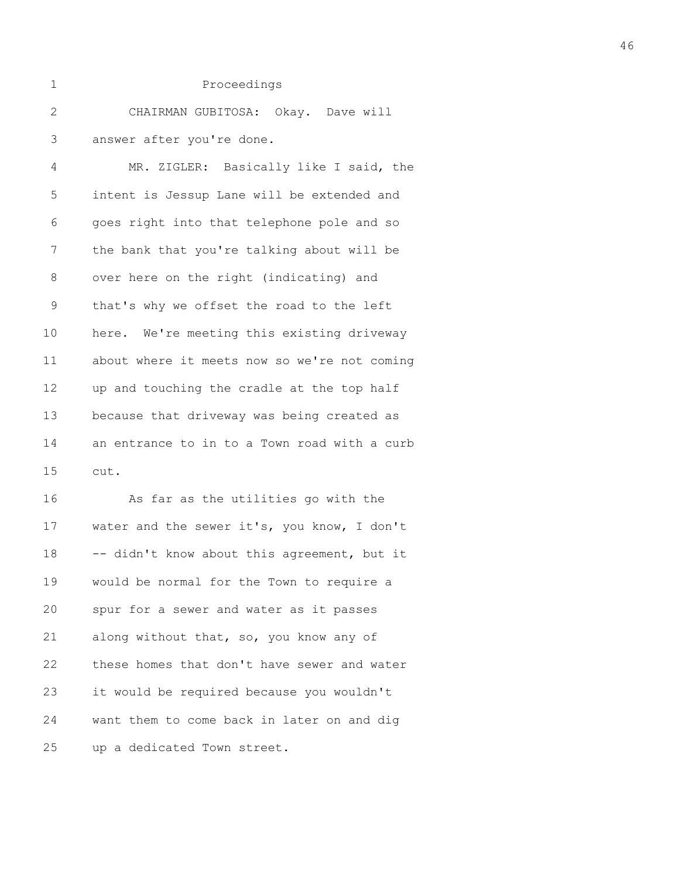Proceedings

CHAIRMAN GUBITOSA: Okay. Dave will answer after you're done.

MR. ZIGLER: Basically like I said, the intent is Jessup Lane will be extended and goes right into that telephone pole and so the bank that you're talking about will be over here on the right (indicating) and that's why we offset the road to the left here. We're meeting this existing driveway about where it meets now so we're not coming up and touching the cradle at the top half because that driveway was being created as an entrance to in to a Town road with a curb cut.

As far as the utilities go with the water and the sewer it's, you know, I don't -- didn't know about this agreement, but it would be normal for the Town to require a spur for a sewer and water as it passes along without that, so, you know any of these homes that don't have sewer and water it would be required because you wouldn't want them to come back in later on and dig up a dedicated Town street.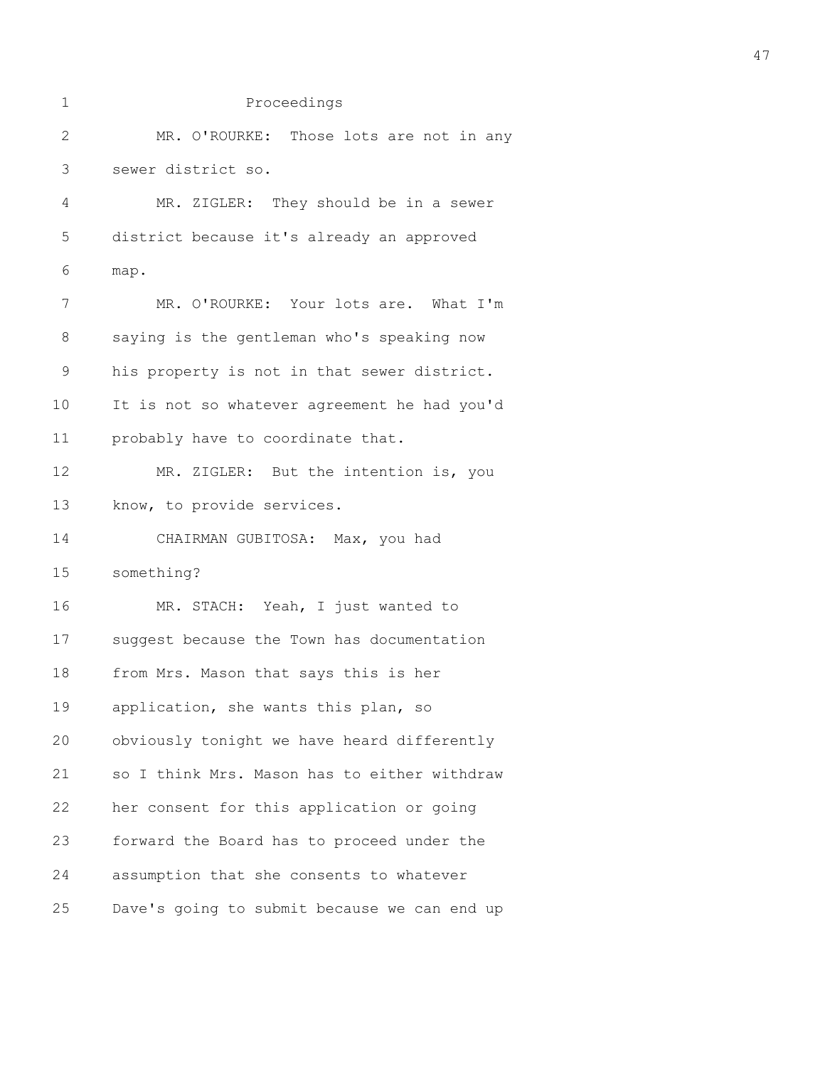Proceedings

MR. O'ROURKE: Those lots are not in any sewer district so.

MR. ZIGLER: They should be in a sewer district because it's already an approved map.

MR. O'ROURKE: Your lots are. What I'm saying is the gentleman who's speaking now his property is not in that sewer district. It is not so whatever agreement he had you'd probably have to coordinate that.

MR. ZIGLER: But the intention is, you know, to provide services.

CHAIRMAN GUBITOSA: Max, you had something?

MR. STACH: Yeah, I just wanted to suggest because the Town has documentation from Mrs. Mason that says this is her application, she wants this plan, so obviously tonight we have heard differently so I think Mrs. Mason has to either withdraw her consent for this application or going forward the Board has to proceed under the assumption that she consents to whatever Dave's going to submit because we can end up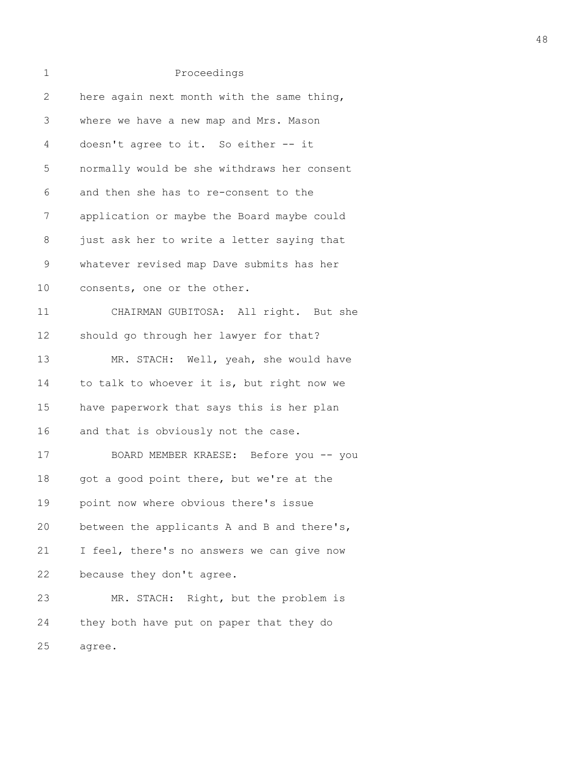Proceedings

here again next month with the same thing, where we have a new map and Mrs. Mason doesn't agree to it. So either -- it normally would be she withdraws her consent and then she has to re-consent to the application or maybe the Board maybe could just ask her to write a letter saying that whatever revised map Dave submits has her consents, one or the other.

CHAIRMAN GUBITOSA: All right. But she should go through her lawyer for that?

MR. STACH: Well, yeah, she would have to talk to whoever it is, but right now we have paperwork that says this is her plan and that is obviously not the case.

BOARD MEMBER KRAESE: Before you -- you got a good point there, but we're at the point now where obvious there's issue between the applicants A and B and there's, I feel, there's no answers we can give now because they don't agree.

MR. STACH: Right, but the problem is they both have put on paper that they do agree.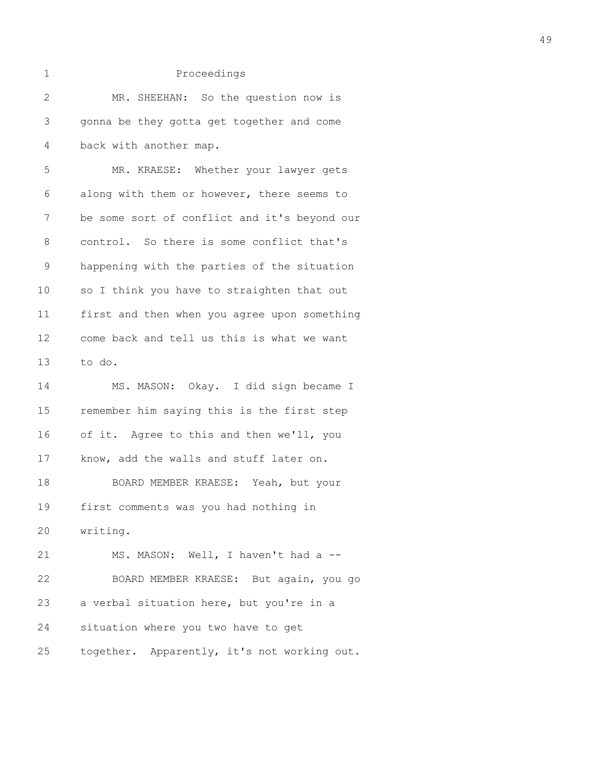Proceedings

MR. SHEEHAN: So the question now is gonna be they gotta get together and come back with another map.

MR. KRAESE: Whether your lawyer gets along with them or however, there seems to be some sort of conflict and it's beyond our control. So there is some conflict that's happening with the parties of the situation so I think you have to straighten that out first and then when you agree upon something come back and tell us this is what we want to do.

MS. MASON: Okay. I did sign became I remember him saying this is the first step of it. Agree to this and then we'll, you know, add the walls and stuff later on.

BOARD MEMBER KRAESE: Yeah, but your first comments was you had nothing in writing.

MS. MASON: Well, I haven't had a --

BOARD MEMBER KRAESE: But again, you go a verbal situation here, but you're in a situation where you two have to get together. Apparently, it's not working out.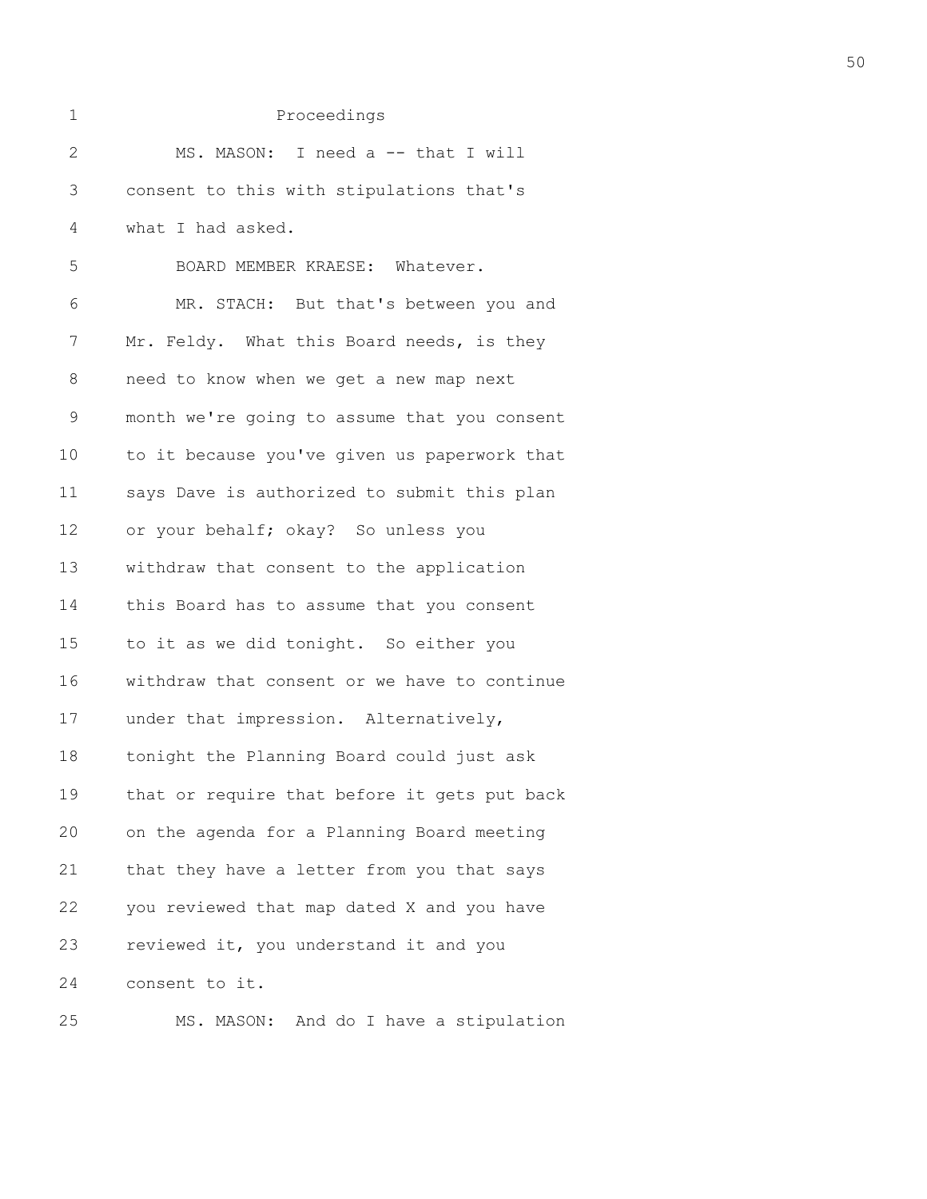Proceedings

MS. MASON: I need a -- that I will consent to this with stipulations that's what I had asked.

BOARD MEMBER KRAESE: Whatever.

MR. STACH: But that's between you and Mr. Feldy. What this Board needs, is they need to know when we get a new map next month we're going to assume that you consent to it because you've given us paperwork that says Dave is authorized to submit this plan or your behalf; okay? So unless you withdraw that consent to the application this Board has to assume that you consent to it as we did tonight. So either you withdraw that consent or we have to continue under that impression. Alternatively, tonight the Planning Board could just ask that or require that before it gets put back on the agenda for a Planning Board meeting that they have a letter from you that says you reviewed that map dated X and you have reviewed it, you understand it and you consent to it.

MS. MASON: And do I have a stipulation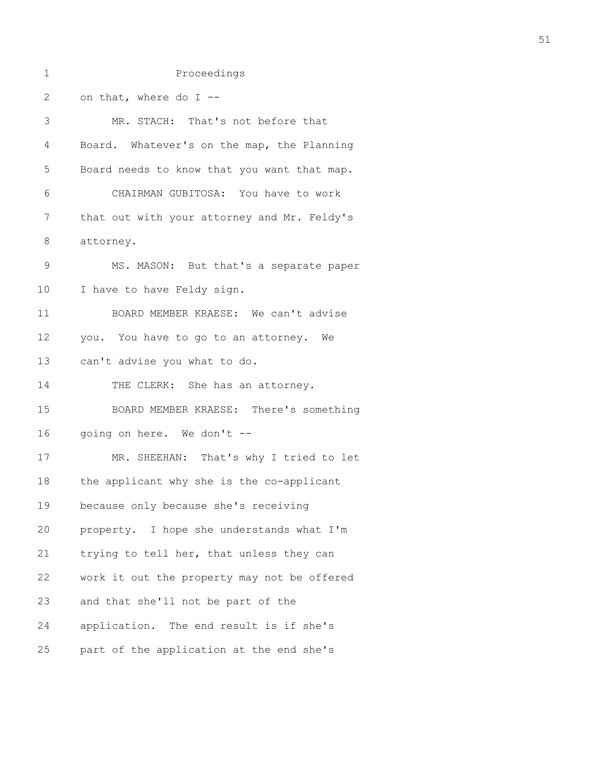on that, where do I --

MR. STACH: That's not before that Board. Whatever's on the map, the Planning Board needs to know that you want that map.

CHAIRMAN GUBITOSA: You have to work that out with your attorney and Mr. Feldy's attorney.

MS. MASON: But that's a separate paper I have to have Feldy sign.

BOARD MEMBER KRAESE: We can't advise you. You have to go to an attorney. We can't advise you what to do.

THE CLERK: She has an attorney.

BOARD MEMBER KRAESE: There's something going on here. We don't --

MR. SHEEHAN: That's why I tried to let the applicant why she is the co-applicant because only because she's receiving property. I hope she understands what I'm trying to tell her, that unless they can work it out the property may not be offered and that she'll not be part of the application. The end result is if she's part of the application at the end she's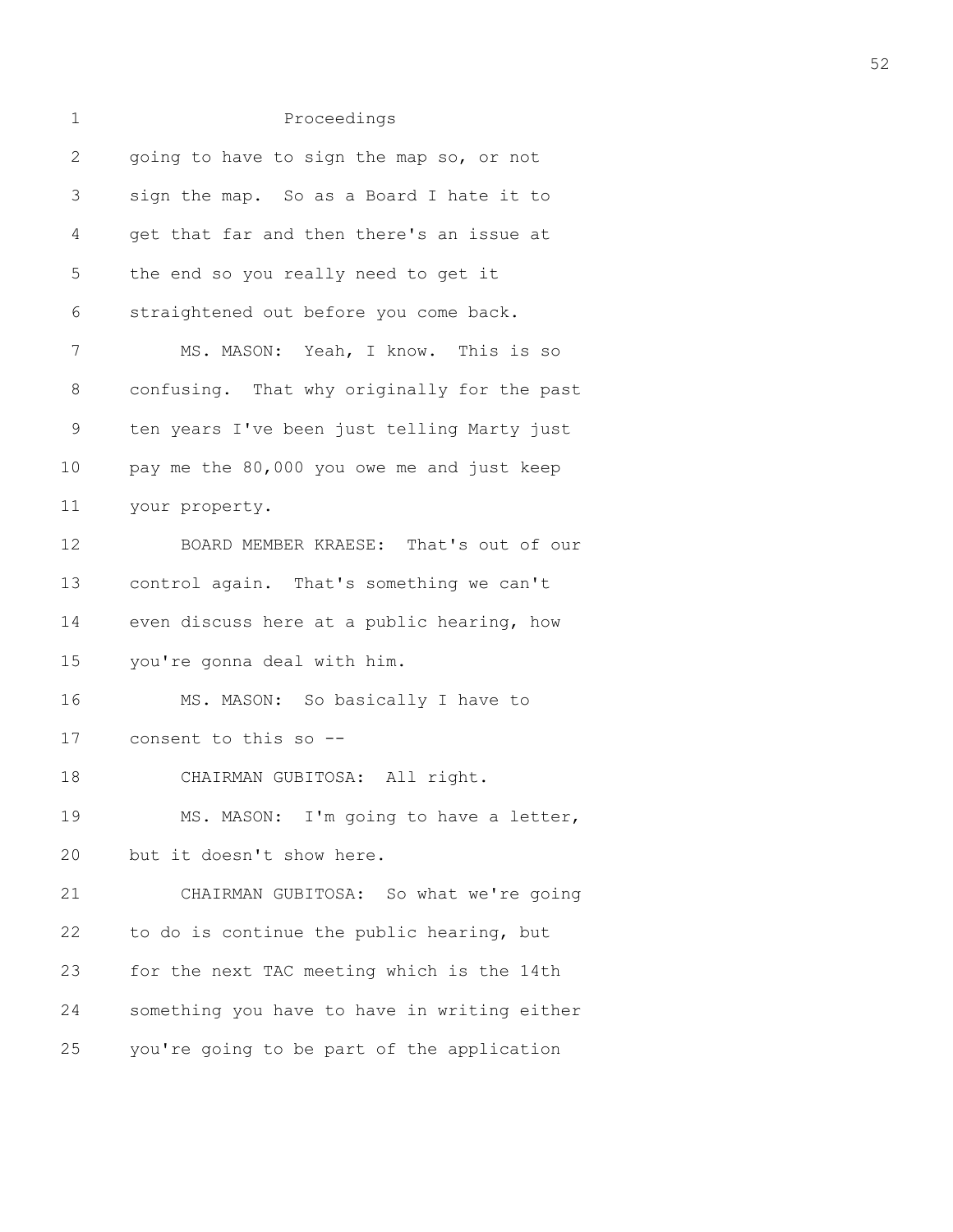Proceedings

going to have to sign the map so, or not sign the map. So as a Board I hate it to get that far and then there's an issue at the end so you really need to get it straightened out before you come back.

MS. MASON: Yeah, I know. This is so confusing. That why originally for the past ten years I've been just telling Marty just pay me the 80,000 you owe me and just keep your property.

BOARD MEMBER KRAESE: That's out of our control again. That's something we can't even discuss here at a public hearing, how you're gonna deal with him.

MS. MASON: So basically I have to consent to this so --

CHAIRMAN GUBITOSA: All right.

MS. MASON: I'm going to have a letter, but it doesn't show here.

CHAIRMAN GUBITOSA: So what we're going to do is continue the public hearing, but for the next TAC meeting which is the 14th something you have to have in writing either you're going to be part of the application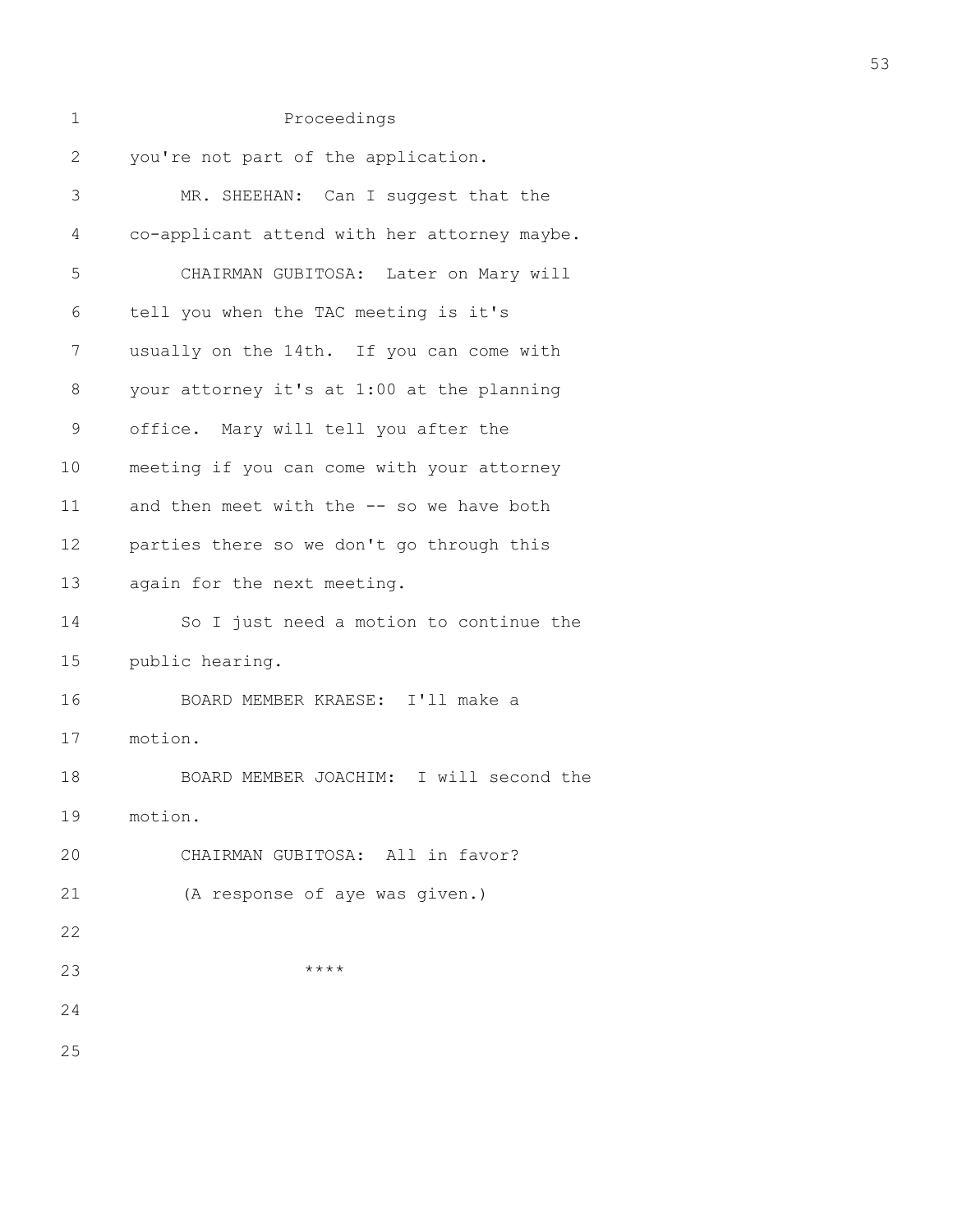Proceedings

you're not part of the application.

MR. SHEEHAN: Can I suggest that the co-applicant attend with her attorney maybe.

CHAIRMAN GUBITOSA: Later on Mary will tell you when the TAC meeting is it's usually on the 14th. If you can come with your attorney it's at 1:00 at the planning office. Mary will tell you after the meeting if you can come with your attorney and then meet with the -- so we have both parties there so we don't go through this again for the next meeting.

So I just need a motion to continue the public hearing.

BOARD MEMBER KRAESE: I'll make a motion.

BOARD MEMBER JOACHIM: I will second the motion.

CHAIRMAN GUBITOSA: All in favor?

(A response of aye was given.)

****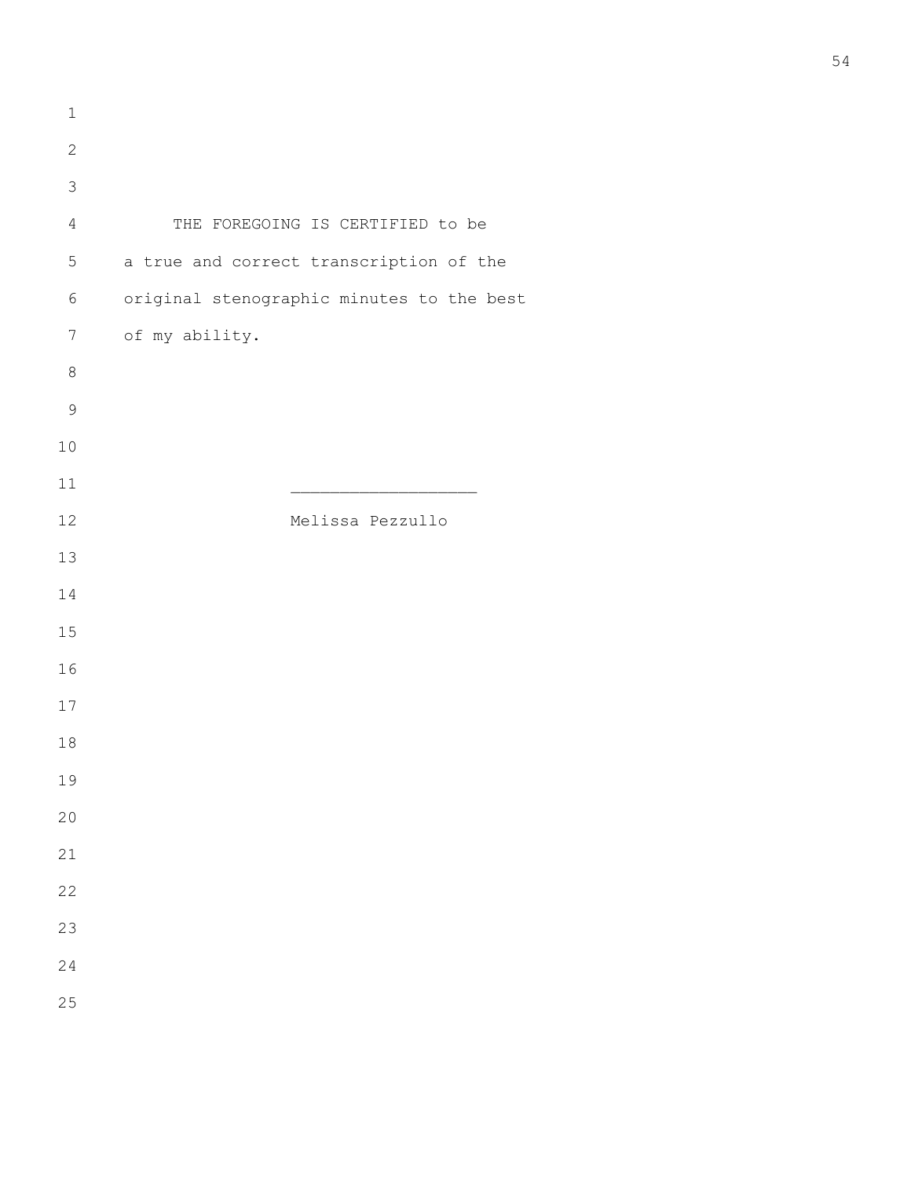THE FOREGOING IS CERTIFIED to be a true and correct transcription of the original stenographic minutes to the best of my ability.

\_\_\_\_\_\_\_\_\_\_\_\_\_\_\_\_\_\_\_

Melissa Pezzullo